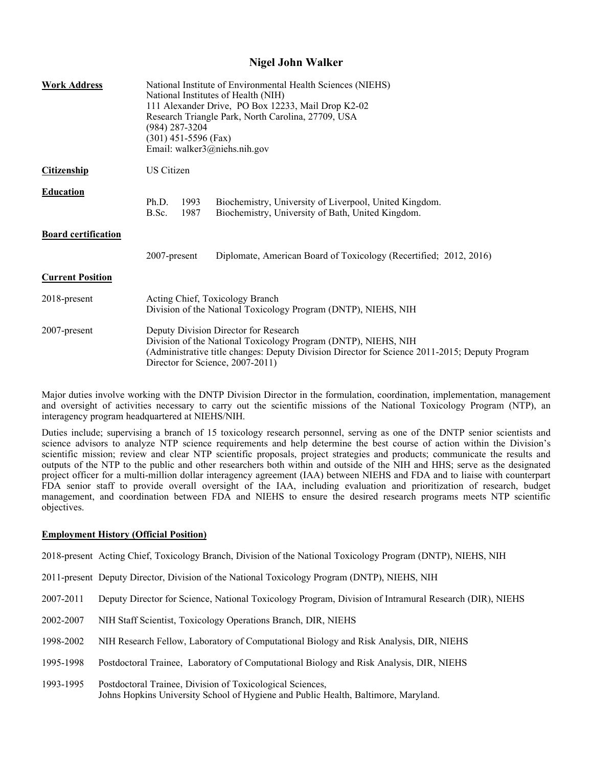# Nigel John Walker

**Work Address**

National Institute of Environmental Health Sciences (NIEHS)
National Institutes of Health (NIH)
111 Alexander Drive, PO Box 12233, Mail Drop K2-02
Research Triangle Park, North Carolina, 27709, USA
(984) 287-3204
(301) 451-5596 (Fax)
Email: walker3@niehs.nih.gov

**Citizenship**

US Citizen

**Education**

| | | |
|---|---|---|
| Ph.D. | 1993 | Biochemistry, University of Liverpool, United Kingdom. |
| B.Sc. | 1987 | Biochemistry, University of Bath, United Kingdom. |

**Board certification**

2007-present Diplomate, American Board of Toxicology (Recertified; 2012, 2016)

**Current Position**

2018-present Acting Chief, Toxicology Branch
Division of the National Toxicology Program (DNTP), NIEHS, NIH

2007-present Deputy Division Director for Research
Division of the National Toxicology Program (DNTP), NIEHS, NIH
(Administrative title changes: Deputy Division Director for Science 2011-2015; Deputy Program Director for Science, 2007-2011)

Major duties involve working with the DNTP Division Director in the formulation, coordination, implementation, management and oversight of activities necessary to carry out the scientific missions of the National Toxicology Program (NTP), an interagency program headquartered at NIEHS/NIH.

Duties include; supervising a branch of 15 toxicology research personnel, serving as one of the DNTP senior scientists and science advisors to analyze NTP science requirements and help determine the best course of action within the Division's scientific mission; review and clear NTP scientific proposals, project strategies and products; communicate the results and outputs of the NTP to the public and other researchers both within and outside of the NIH and HHS; serve as the designated project officer for a multi-million dollar interagency agreement (IAA) between NIEHS and FDA and to liaise with counterpart FDA senior staff to provide overall oversight of the IAA, including evaluation and prioritization of research, budget management, and coordination between FDA and NIEHS to ensure the desired research programs meets NTP scientific objectives.

**Employment History (Official Position)**

2018-present Acting Chief, Toxicology Branch, Division of the National Toxicology Program (DNTP), NIEHS, NIH

2011-present Deputy Director, Division of the National Toxicology Program (DNTP), NIEHS, NIH

2007-2011 Deputy Director for Science, National Toxicology Program, Division of Intramural Research (DIR), NIEHS

2002-2007 NIH Staff Scientist, Toxicology Operations Branch, DIR, NIEHS

1998-2002 NIH Research Fellow, Laboratory of Computational Biology and Risk Analysis, DIR, NIEHS

1995-1998 Postdoctoral Trainee, Laboratory of Computational Biology and Risk Analysis, DIR, NIEHS

1993-1995 Postdoctoral Trainee, Division of Toxicological Sciences,
Johns Hopkins University School of Hygiene and Public Health, Baltimore, Maryland.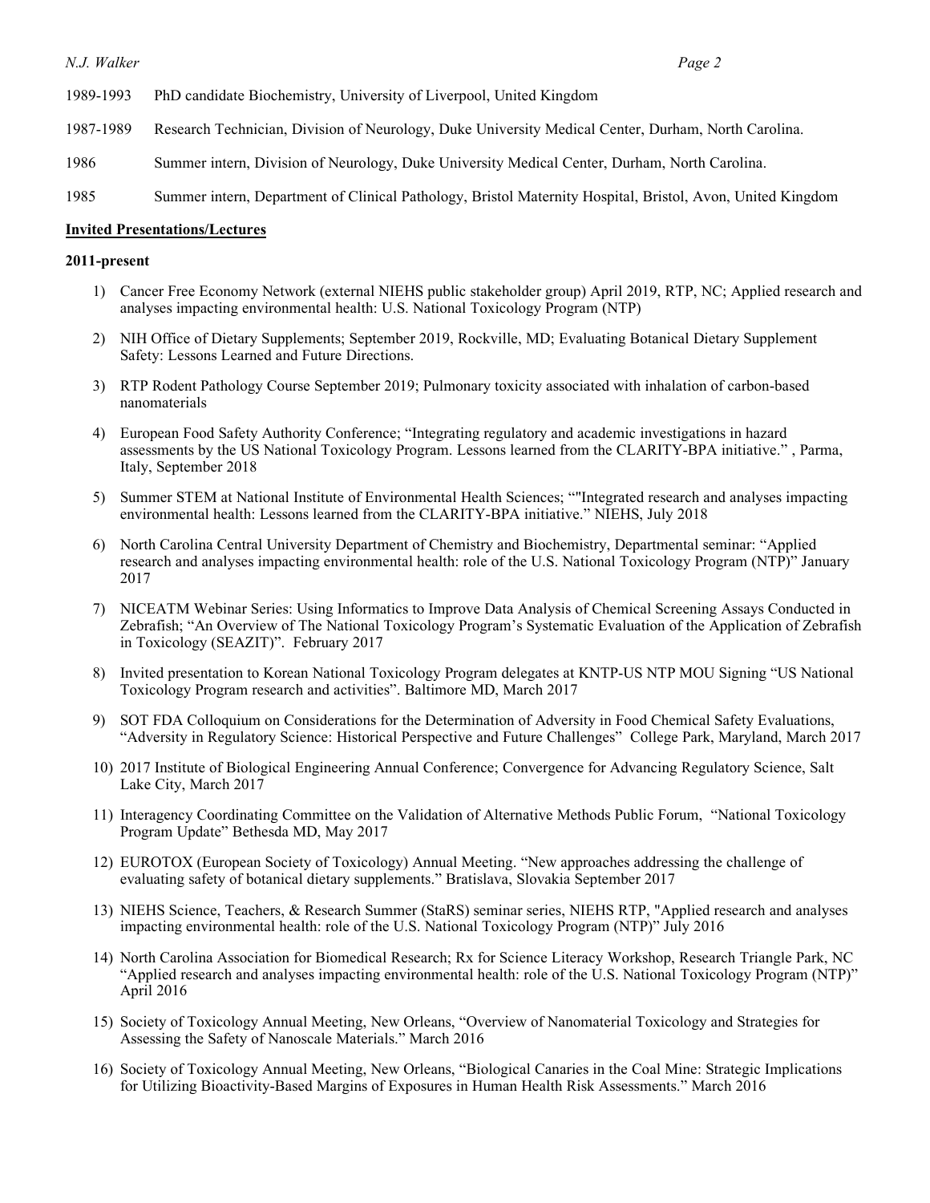1989-1993 PhD candidate Biochemistry, University of Liverpool, United Kingdom

1987-1989 Research Technician, Division of Neurology, Duke University Medical Center, Durham, North Carolina.

1986 Summer intern, Division of Neurology, Duke University Medical Center, Durham, North Carolina.

1985 Summer intern, Department of Clinical Pathology, Bristol Maternity Hospital, Bristol, Avon, United Kingdom

**Invited Presentations/Lectures**

**2011-present**

1) Cancer Free Economy Network (external NIEHS public stakeholder group) April 2019, RTP, NC; Applied research and analyses impacting environmental health: U.S. National Toxicology Program (NTP)
2) NIH Office of Dietary Supplements; September 2019, Rockville, MD; Evaluating Botanical Dietary Supplement Safety: Lessons Learned and Future Directions.
3) RTP Rodent Pathology Course September 2019; Pulmonary toxicity associated with inhalation of carbon-based nanomaterials
4) European Food Safety Authority Conference; "Integrating regulatory and academic investigations in hazard assessments by the US National Toxicology Program. Lessons learned from the CLARITY-BPA initiative." , Parma, Italy, September 2018
5) Summer STEM at National Institute of Environmental Health Sciences; ""Integrated research and analyses impacting environmental health: Lessons learned from the CLARITY-BPA initiative." NIEHS, July 2018
6) North Carolina Central University Department of Chemistry and Biochemistry, Departmental seminar: "Applied research and analyses impacting environmental health: role of the U.S. National Toxicology Program (NTP)" January 2017
7) NICEATM Webinar Series: Using Informatics to Improve Data Analysis of Chemical Screening Assays Conducted in Zebrafish; "An Overview of The National Toxicology Program's Systematic Evaluation of the Application of Zebrafish in Toxicology (SEAZIT)". February 2017
8) Invited presentation to Korean National Toxicology Program delegates at KNTP-US NTP MOU Signing "US National Toxicology Program research and activities". Baltimore MD, March 2017
9) SOT FDA Colloquium on Considerations for the Determination of Adversity in Food Chemical Safety Evaluations, "Adversity in Regulatory Science: Historical Perspective and Future Challenges" College Park, Maryland, March 2017
10) 2017 Institute of Biological Engineering Annual Conference; Convergence for Advancing Regulatory Science, Salt Lake City, March 2017
11) Interagency Coordinating Committee on the Validation of Alternative Methods Public Forum, "National Toxicology Program Update" Bethesda MD, May 2017
12) EUROTOX (European Society of Toxicology) Annual Meeting. "New approaches addressing the challenge of evaluating safety of botanical dietary supplements." Bratislava, Slovakia September 2017
13) NIEHS Science, Teachers, & Research Summer (StaRS) seminar series, NIEHS RTP, "Applied research and analyses impacting environmental health: role of the U.S. National Toxicology Program (NTP)" July 2016
14) North Carolina Association for Biomedical Research; Rx for Science Literacy Workshop, Research Triangle Park, NC "Applied research and analyses impacting environmental health: role of the U.S. National Toxicology Program (NTP)" April 2016
15) Society of Toxicology Annual Meeting, New Orleans, "Overview of Nanomaterial Toxicology and Strategies for Assessing the Safety of Nanoscale Materials." March 2016
16) Society of Toxicology Annual Meeting, New Orleans, "Biological Canaries in the Coal Mine: Strategic Implications for Utilizing Bioactivity-Based Margins of Exposures in Human Health Risk Assessments." March 2016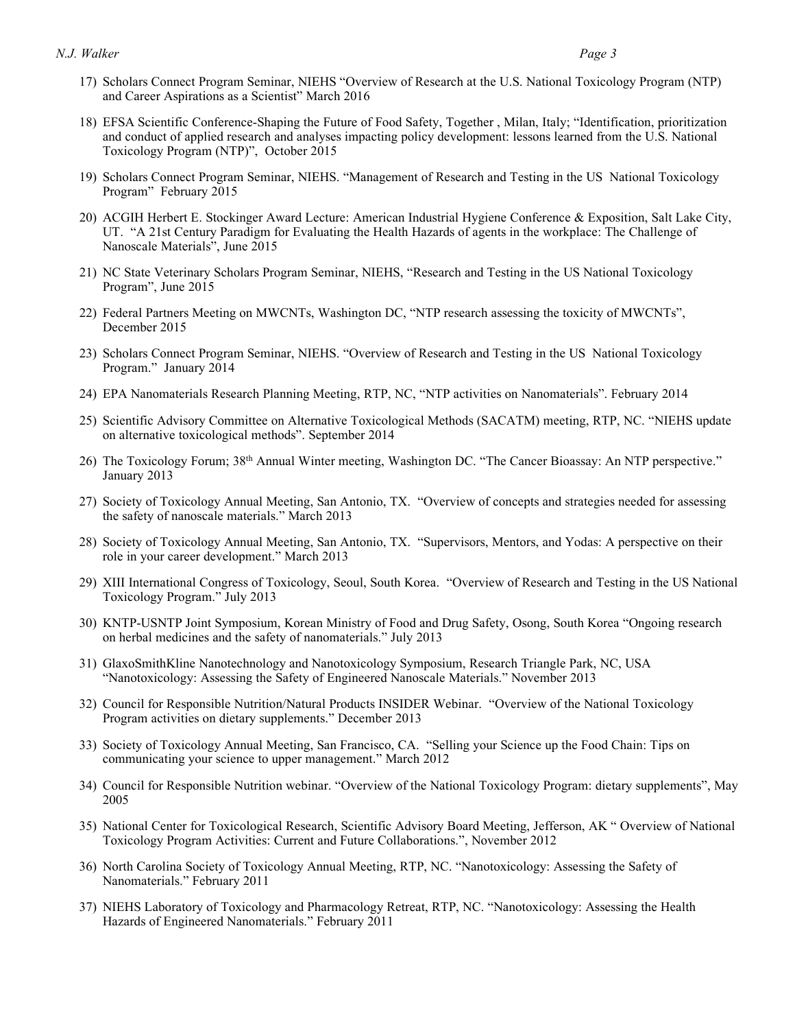17) Scholars Connect Program Seminar, NIEHS "Overview of Research at the U.S. National Toxicology Program (NTP) and Career Aspirations as a Scientist" March 2016

18) EFSA Scientific Conference-Shaping the Future of Food Safety, Together , Milan, Italy; "Identification, prioritization and conduct of applied research and analyses impacting policy development: lessons learned from the U.S. National Toxicology Program (NTP)", October 2015

19) Scholars Connect Program Seminar, NIEHS. "Management of Research and Testing in the US National Toxicology Program" February 2015

20) ACGIH Herbert E. Stockinger Award Lecture: American Industrial Hygiene Conference & Exposition, Salt Lake City, UT. "A 21st Century Paradigm for Evaluating the Health Hazards of agents in the workplace: The Challenge of Nanoscale Materials", June 2015

21) NC State Veterinary Scholars Program Seminar, NIEHS, "Research and Testing in the US National Toxicology Program", June 2015

22) Federal Partners Meeting on MWCNTs, Washington DC, "NTP research assessing the toxicity of MWCNTs", December 2015

23) Scholars Connect Program Seminar, NIEHS. "Overview of Research and Testing in the US National Toxicology Program." January 2014

24) EPA Nanomaterials Research Planning Meeting, RTP, NC, "NTP activities on Nanomaterials". February 2014

25) Scientific Advisory Committee on Alternative Toxicological Methods (SACATM) meeting, RTP, NC. "NIEHS update on alternative toxicological methods". September 2014

26) The Toxicology Forum; 38th Annual Winter meeting, Washington DC. "The Cancer Bioassay: An NTP perspective." January 2013

27) Society of Toxicology Annual Meeting, San Antonio, TX. "Overview of concepts and strategies needed for assessing the safety of nanoscale materials." March 2013

28) Society of Toxicology Annual Meeting, San Antonio, TX. "Supervisors, Mentors, and Yodas: A perspective on their role in your career development." March 2013

29) XIII International Congress of Toxicology, Seoul, South Korea. "Overview of Research and Testing in the US National Toxicology Program." July 2013

30) KNTP-USNTP Joint Symposium, Korean Ministry of Food and Drug Safety, Osong, South Korea "Ongoing research on herbal medicines and the safety of nanomaterials." July 2013

31) GlaxoSmithKline Nanotechnology and Nanotoxicology Symposium, Research Triangle Park, NC, USA "Nanotoxicology: Assessing the Safety of Engineered Nanoscale Materials." November 2013

32) Council for Responsible Nutrition/Natural Products INSIDER Webinar. "Overview of the National Toxicology Program activities on dietary supplements." December 2013

33) Society of Toxicology Annual Meeting, San Francisco, CA. "Selling your Science up the Food Chain: Tips on communicating your science to upper management." March 2012

34) Council for Responsible Nutrition webinar. "Overview of the National Toxicology Program: dietary supplements", May 2005

35) National Center for Toxicological Research, Scientific Advisory Board Meeting, Jefferson, AK " Overview of National Toxicology Program Activities: Current and Future Collaborations.", November 2012

36) North Carolina Society of Toxicology Annual Meeting, RTP, NC. "Nanotoxicology: Assessing the Safety of Nanomaterials." February 2011

37) NIEHS Laboratory of Toxicology and Pharmacology Retreat, RTP, NC. "Nanotoxicology: Assessing the Health Hazards of Engineered Nanomaterials." February 2011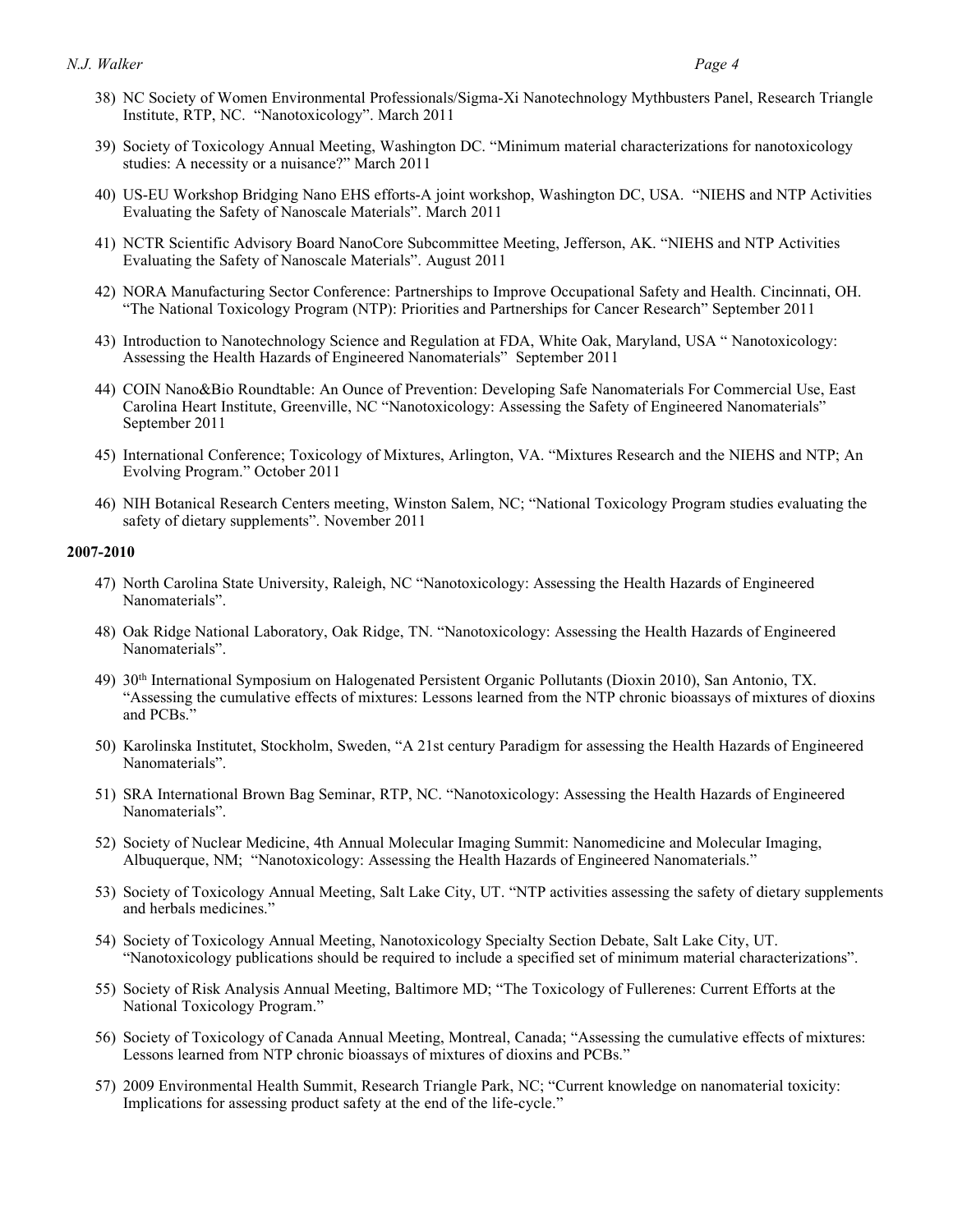38) NC Society of Women Environmental Professionals/Sigma-Xi Nanotechnology Mythbusters Panel, Research Triangle Institute, RTP, NC. "Nanotoxicology". March 2011

39) Society of Toxicology Annual Meeting, Washington DC. "Minimum material characterizations for nanotoxicology studies: A necessity or a nuisance?" March 2011

40) US-EU Workshop Bridging Nano EHS efforts-A joint workshop, Washington DC, USA. "NIEHS and NTP Activities Evaluating the Safety of Nanoscale Materials". March 2011

41) NCTR Scientific Advisory Board NanoCore Subcommittee Meeting, Jefferson, AK. "NIEHS and NTP Activities Evaluating the Safety of Nanoscale Materials". August 2011

42) NORA Manufacturing Sector Conference: Partnerships to Improve Occupational Safety and Health. Cincinnati, OH. "The National Toxicology Program (NTP): Priorities and Partnerships for Cancer Research" September 2011

43) Introduction to Nanotechnology Science and Regulation at FDA, White Oak, Maryland, USA " Nanotoxicology: Assessing the Health Hazards of Engineered Nanomaterials" September 2011

44) COIN Nano&Bio Roundtable: An Ounce of Prevention: Developing Safe Nanomaterials For Commercial Use, East Carolina Heart Institute, Greenville, NC "Nanotoxicology: Assessing the Safety of Engineered Nanomaterials" September 2011

45) International Conference; Toxicology of Mixtures, Arlington, VA. "Mixtures Research and the NIEHS and NTP; An Evolving Program." October 2011

46) NIH Botanical Research Centers meeting, Winston Salem, NC; "National Toxicology Program studies evaluating the safety of dietary supplements". November 2011

**2007-2010**

47) North Carolina State University, Raleigh, NC "Nanotoxicology: Assessing the Health Hazards of Engineered Nanomaterials".

48) Oak Ridge National Laboratory, Oak Ridge, TN. "Nanotoxicology: Assessing the Health Hazards of Engineered Nanomaterials".

49) 30th International Symposium on Halogenated Persistent Organic Pollutants (Dioxin 2010), San Antonio, TX. "Assessing the cumulative effects of mixtures: Lessons learned from the NTP chronic bioassays of mixtures of dioxins and PCBs."

50) Karolinska Institutet, Stockholm, Sweden, "A 21st century Paradigm for assessing the Health Hazards of Engineered Nanomaterials".

51) SRA International Brown Bag Seminar, RTP, NC. "Nanotoxicology: Assessing the Health Hazards of Engineered Nanomaterials".

52) Society of Nuclear Medicine, 4th Annual Molecular Imaging Summit: Nanomedicine and Molecular Imaging, Albuquerque, NM; "Nanotoxicology: Assessing the Health Hazards of Engineered Nanomaterials."

53) Society of Toxicology Annual Meeting, Salt Lake City, UT. "NTP activities assessing the safety of dietary supplements and herbals medicines."

54) Society of Toxicology Annual Meeting, Nanotoxicology Specialty Section Debate, Salt Lake City, UT. "Nanotoxicology publications should be required to include a specified set of minimum material characterizations".

55) Society of Risk Analysis Annual Meeting, Baltimore MD; "The Toxicology of Fullerenes: Current Efforts at the National Toxicology Program."

56) Society of Toxicology of Canada Annual Meeting, Montreal, Canada; "Assessing the cumulative effects of mixtures: Lessons learned from NTP chronic bioassays of mixtures of dioxins and PCBs."

57) 2009 Environmental Health Summit, Research Triangle Park, NC; "Current knowledge on nanomaterial toxicity: Implications for assessing product safety at the end of the life-cycle."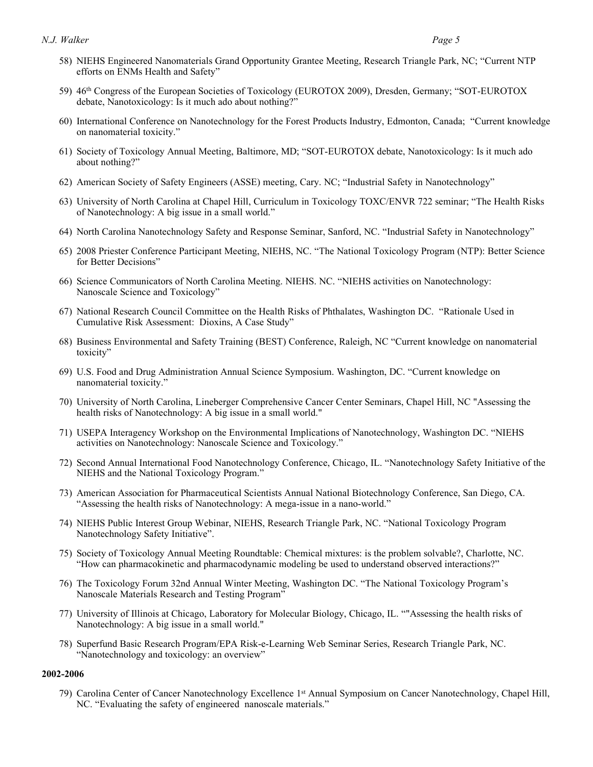58) NIEHS Engineered Nanomaterials Grand Opportunity Grantee Meeting, Research Triangle Park, NC; "Current NTP efforts on ENMs Health and Safety"

59) 46th Congress of the European Societies of Toxicology (EUROTOX 2009), Dresden, Germany; "SOT-EUROTOX debate, Nanotoxicology: Is it much ado about nothing?"

60) International Conference on Nanotechnology for the Forest Products Industry, Edmonton, Canada; "Current knowledge on nanomaterial toxicity."

61) Society of Toxicology Annual Meeting, Baltimore, MD; "SOT-EUROTOX debate, Nanotoxicology: Is it much ado about nothing?"

62) American Society of Safety Engineers (ASSE) meeting, Cary. NC; "Industrial Safety in Nanotechnology"

63) University of North Carolina at Chapel Hill, Curriculum in Toxicology TOXC/ENVR 722 seminar; "The Health Risks of Nanotechnology: A big issue in a small world."

64) North Carolina Nanotechnology Safety and Response Seminar, Sanford, NC. "Industrial Safety in Nanotechnology"

65) 2008 Priester Conference Participant Meeting, NIEHS, NC. "The National Toxicology Program (NTP): Better Science for Better Decisions"

66) Science Communicators of North Carolina Meeting. NIEHS. NC. "NIEHS activities on Nanotechnology: Nanoscale Science and Toxicology"

67) National Research Council Committee on the Health Risks of Phthalates, Washington DC. "Rationale Used in Cumulative Risk Assessment: Dioxins, A Case Study"

68) Business Environmental and Safety Training (BEST) Conference, Raleigh, NC "Current knowledge on nanomaterial toxicity"

69) U.S. Food and Drug Administration Annual Science Symposium. Washington, DC. "Current knowledge on nanomaterial toxicity."

70) University of North Carolina, Lineberger Comprehensive Cancer Center Seminars, Chapel Hill, NC "Assessing the health risks of Nanotechnology: A big issue in a small world."

71) USEPA Interagency Workshop on the Environmental Implications of Nanotechnology, Washington DC. "NIEHS activities on Nanotechnology: Nanoscale Science and Toxicology."

72) Second Annual International Food Nanotechnology Conference, Chicago, IL. "Nanotechnology Safety Initiative of the NIEHS and the National Toxicology Program."

73) American Association for Pharmaceutical Scientists Annual National Biotechnology Conference, San Diego, CA. "Assessing the health risks of Nanotechnology: A mega-issue in a nano-world."

74) NIEHS Public Interest Group Webinar, NIEHS, Research Triangle Park, NC. "National Toxicology Program Nanotechnology Safety Initiative".

75) Society of Toxicology Annual Meeting Roundtable: Chemical mixtures: is the problem solvable?, Charlotte, NC. "How can pharmacokinetic and pharmacodynamic modeling be used to understand observed interactions?"

76) The Toxicology Forum 32nd Annual Winter Meeting, Washington DC. "The National Toxicology Program's Nanoscale Materials Research and Testing Program"

77) University of Illinois at Chicago, Laboratory for Molecular Biology, Chicago, IL. ""Assessing the health risks of Nanotechnology: A big issue in a small world."

78) Superfund Basic Research Program/EPA Risk-e-Learning Web Seminar Series, Research Triangle Park, NC. "Nanotechnology and toxicology: an overview"

**2002-2006**

79) Carolina Center of Cancer Nanotechnology Excellence 1st Annual Symposium on Cancer Nanotechnology, Chapel Hill, NC. "Evaluating the safety of engineered nanoscale materials."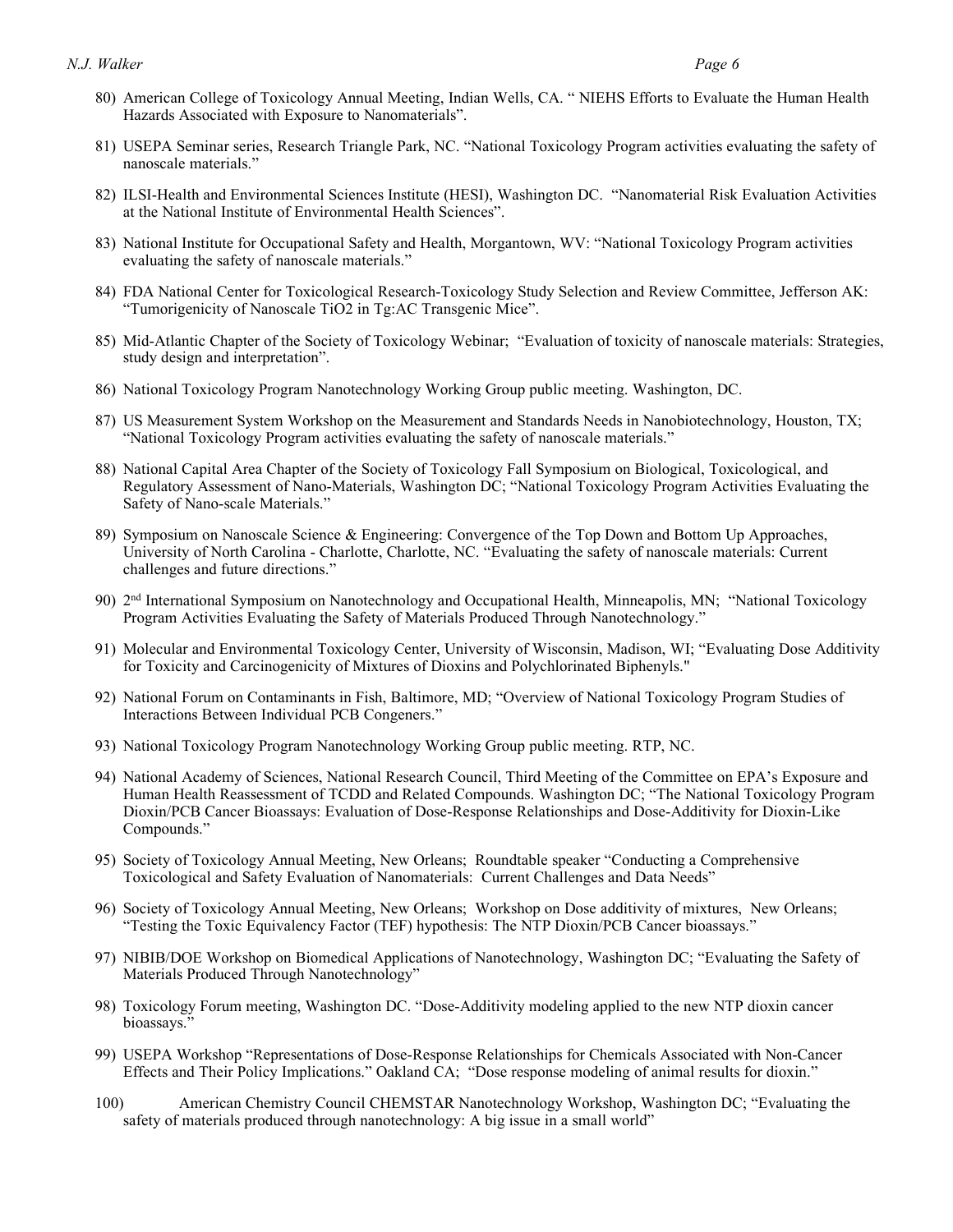80) American College of Toxicology Annual Meeting, Indian Wells, CA. " NIEHS Efforts to Evaluate the Human Health Hazards Associated with Exposure to Nanomaterials".

81) USEPA Seminar series, Research Triangle Park, NC. "National Toxicology Program activities evaluating the safety of nanoscale materials."

82) ILSI-Health and Environmental Sciences Institute (HESI), Washington DC. "Nanomaterial Risk Evaluation Activities at the National Institute of Environmental Health Sciences".

83) National Institute for Occupational Safety and Health, Morgantown, WV: "National Toxicology Program activities evaluating the safety of nanoscale materials."

84) FDA National Center for Toxicological Research-Toxicology Study Selection and Review Committee, Jefferson AK: "Tumorigenicity of Nanoscale TiO2 in Tg:AC Transgenic Mice".

85) Mid-Atlantic Chapter of the Society of Toxicology Webinar; "Evaluation of toxicity of nanoscale materials: Strategies, study design and interpretation".

86) National Toxicology Program Nanotechnology Working Group public meeting. Washington, DC.

87) US Measurement System Workshop on the Measurement and Standards Needs in Nanobiotechnology, Houston, TX; "National Toxicology Program activities evaluating the safety of nanoscale materials."

88) National Capital Area Chapter of the Society of Toxicology Fall Symposium on Biological, Toxicological, and Regulatory Assessment of Nano-Materials, Washington DC; "National Toxicology Program Activities Evaluating the Safety of Nano-scale Materials."

89) Symposium on Nanoscale Science & Engineering: Convergence of the Top Down and Bottom Up Approaches, University of North Carolina - Charlotte, Charlotte, NC. "Evaluating the safety of nanoscale materials: Current challenges and future directions."

90) 2nd International Symposium on Nanotechnology and Occupational Health, Minneapolis, MN; "National Toxicology Program Activities Evaluating the Safety of Materials Produced Through Nanotechnology."

91) Molecular and Environmental Toxicology Center, University of Wisconsin, Madison, WI; "Evaluating Dose Additivity for Toxicity and Carcinogenicity of Mixtures of Dioxins and Polychlorinated Biphenyls."

92) National Forum on Contaminants in Fish, Baltimore, MD; "Overview of National Toxicology Program Studies of Interactions Between Individual PCB Congeners."

93) National Toxicology Program Nanotechnology Working Group public meeting. RTP, NC.

94) National Academy of Sciences, National Research Council, Third Meeting of the Committee on EPA's Exposure and Human Health Reassessment of TCDD and Related Compounds. Washington DC; "The National Toxicology Program Dioxin/PCB Cancer Bioassays: Evaluation of Dose-Response Relationships and Dose-Additivity for Dioxin-Like Compounds."

95) Society of Toxicology Annual Meeting, New Orleans; Roundtable speaker "Conducting a Comprehensive Toxicological and Safety Evaluation of Nanomaterials: Current Challenges and Data Needs"

96) Society of Toxicology Annual Meeting, New Orleans; Workshop on Dose additivity of mixtures, New Orleans; "Testing the Toxic Equivalency Factor (TEF) hypothesis: The NTP Dioxin/PCB Cancer bioassays."

97) NIBIB/DOE Workshop on Biomedical Applications of Nanotechnology, Washington DC; "Evaluating the Safety of Materials Produced Through Nanotechnology"

98) Toxicology Forum meeting, Washington DC. "Dose-Additivity modeling applied to the new NTP dioxin cancer bioassays."

99) USEPA Workshop "Representations of Dose-Response Relationships for Chemicals Associated with Non-Cancer Effects and Their Policy Implications." Oakland CA; "Dose response modeling of animal results for dioxin."

100) American Chemistry Council CHEMSTAR Nanotechnology Workshop, Washington DC; "Evaluating the safety of materials produced through nanotechnology: A big issue in a small world"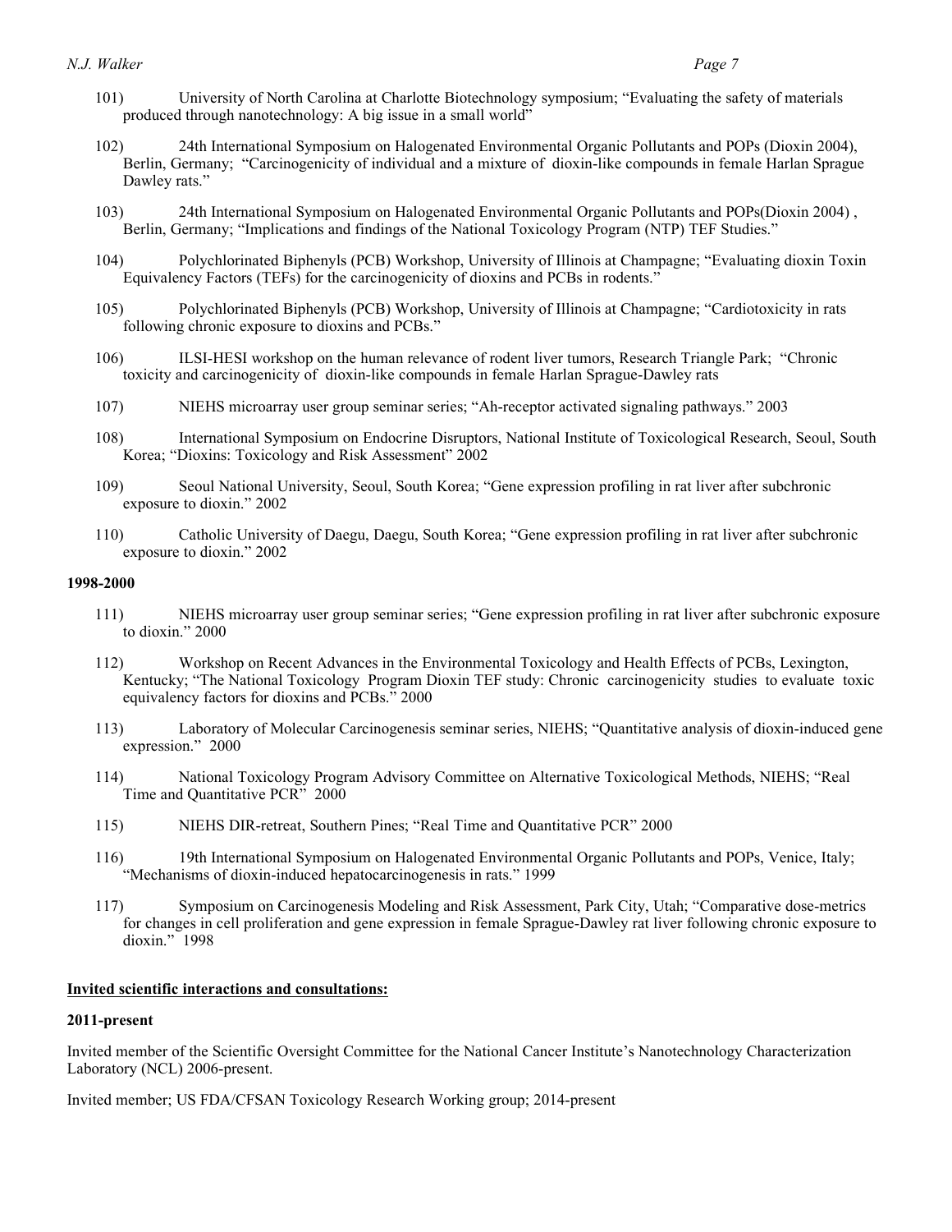101) University of North Carolina at Charlotte Biotechnology symposium; "Evaluating the safety of materials produced through nanotechnology: A big issue in a small world"

102) 24th International Symposium on Halogenated Environmental Organic Pollutants and POPs (Dioxin 2004), Berlin, Germany; "Carcinogenicity of individual and a mixture of dioxin-like compounds in female Harlan Sprague Dawley rats."

103) 24th International Symposium on Halogenated Environmental Organic Pollutants and POPs(Dioxin 2004) , Berlin, Germany; "Implications and findings of the National Toxicology Program (NTP) TEF Studies."

104) Polychlorinated Biphenyls (PCB) Workshop, University of Illinois at Champagne; "Evaluating dioxin Toxin Equivalency Factors (TEFs) for the carcinogenicity of dioxins and PCBs in rodents."

105) Polychlorinated Biphenyls (PCB) Workshop, University of Illinois at Champagne; "Cardiotoxicity in rats following chronic exposure to dioxins and PCBs."

106) ILSI-HESI workshop on the human relevance of rodent liver tumors, Research Triangle Park; "Chronic toxicity and carcinogenicity of dioxin-like compounds in female Harlan Sprague-Dawley rats

107) NIEHS microarray user group seminar series; "Ah-receptor activated signaling pathways." 2003

108) International Symposium on Endocrine Disruptors, National Institute of Toxicological Research, Seoul, South Korea; "Dioxins: Toxicology and Risk Assessment" 2002

109) Seoul National University, Seoul, South Korea; "Gene expression profiling in rat liver after subchronic exposure to dioxin." 2002

110) Catholic University of Daegu, Daegu, South Korea; "Gene expression profiling in rat liver after subchronic exposure to dioxin." 2002

**1998-2000**

111) NIEHS microarray user group seminar series; "Gene expression profiling in rat liver after subchronic exposure to dioxin." 2000

112) Workshop on Recent Advances in the Environmental Toxicology and Health Effects of PCBs, Lexington, Kentucky; "The National Toxicology Program Dioxin TEF study: Chronic carcinogenicity studies to evaluate toxic equivalency factors for dioxins and PCBs." 2000

113) Laboratory of Molecular Carcinogenesis seminar series, NIEHS; "Quantitative analysis of dioxin-induced gene expression." 2000

114) National Toxicology Program Advisory Committee on Alternative Toxicological Methods, NIEHS; "Real Time and Quantitative PCR" 2000

115) NIEHS DIR-retreat, Southern Pines; "Real Time and Quantitative PCR" 2000

116) 19th International Symposium on Halogenated Environmental Organic Pollutants and POPs, Venice, Italy; "Mechanisms of dioxin-induced hepatocarcinogenesis in rats." 1999

117) Symposium on Carcinogenesis Modeling and Risk Assessment, Park City, Utah; "Comparative dose-metrics for changes in cell proliferation and gene expression in female Sprague-Dawley rat liver following chronic exposure to dioxin." 1998

**Invited scientific interactions and consultations:**

**2011-present**

Invited member of the Scientific Oversight Committee for the National Cancer Institute's Nanotechnology Characterization Laboratory (NCL) 2006-present.

Invited member; US FDA/CFSAN Toxicology Research Working group; 2014-present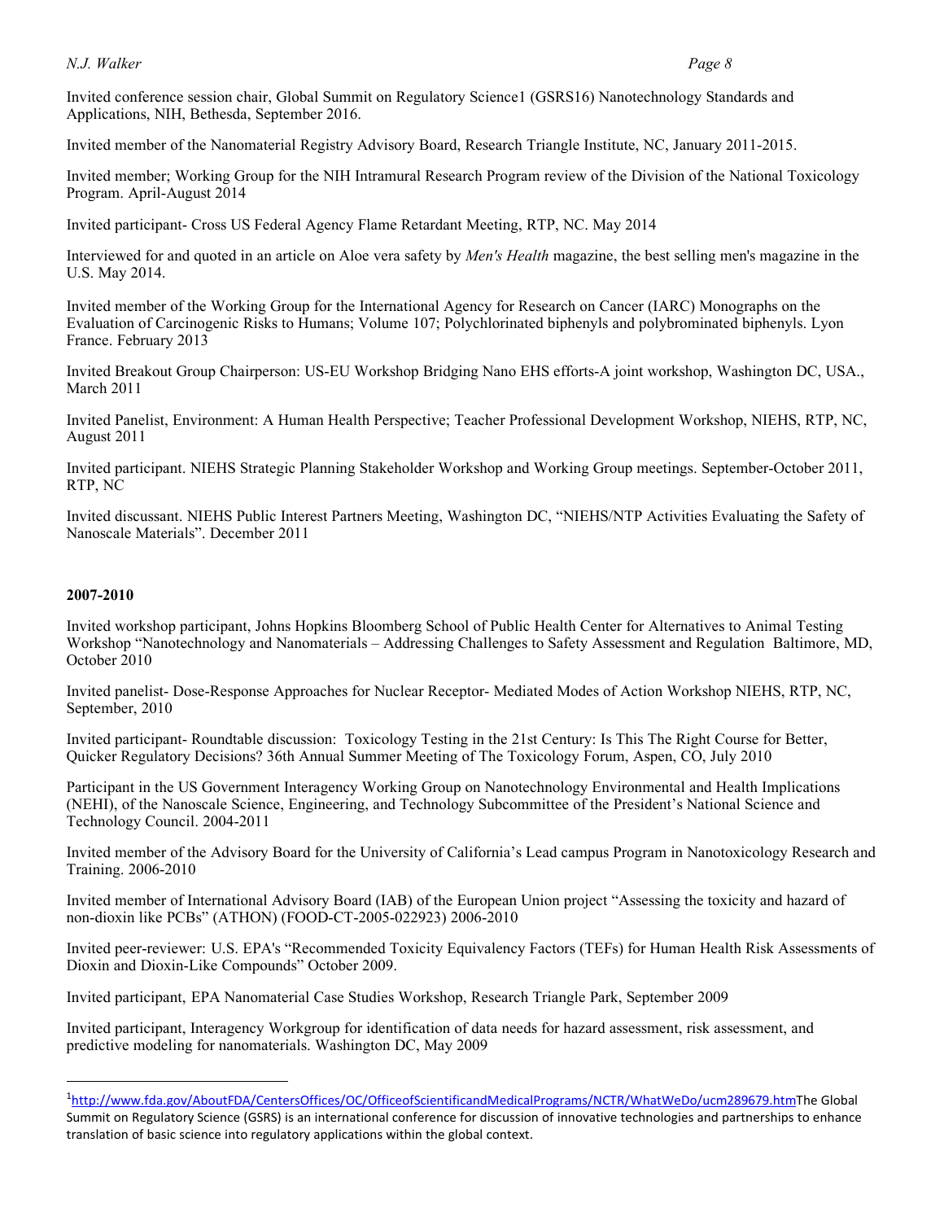Invited conference session chair, Global Summit on Regulatory Science[1] (GSRS16) Nanotechnology Standards and Applications, NIH, Bethesda, September 2016.

Invited member of the Nanomaterial Registry Advisory Board, Research Triangle Institute, NC, January 2011-2015.

Invited member; Working Group for the NIH Intramural Research Program review of the Division of the National Toxicology Program. April-August 2014

Invited participant- Cross US Federal Agency Flame Retardant Meeting, RTP, NC. May 2014

Interviewed for and quoted in an article on Aloe vera safety by *Men's Health* magazine, the best selling men's magazine in the U.S. May 2014.

Invited member of the Working Group for the International Agency for Research on Cancer (IARC) Monographs on the Evaluation of Carcinogenic Risks to Humans; Volume 107; Polychlorinated biphenyls and polybrominated biphenyls. Lyon France. February 2013

Invited Breakout Group Chairperson: US-EU Workshop Bridging Nano EHS efforts-A joint workshop, Washington DC, USA., March 2011

Invited Panelist, Environment: A Human Health Perspective; Teacher Professional Development Workshop, NIEHS, RTP, NC, August 2011

Invited participant. NIEHS Strategic Planning Stakeholder Workshop and Working Group meetings. September-October 2011, RTP, NC

Invited discussant. NIEHS Public Interest Partners Meeting, Washington DC, "NIEHS/NTP Activities Evaluating the Safety of Nanoscale Materials". December 2011

**2007-2010**

Invited workshop participant, Johns Hopkins Bloomberg School of Public Health Center for Alternatives to Animal Testing Workshop "Nanotechnology and Nanomaterials – Addressing Challenges to Safety Assessment and Regulation Baltimore, MD, October 2010

Invited panelist- Dose-Response Approaches for Nuclear Receptor- Mediated Modes of Action Workshop NIEHS, RTP, NC, September, 2010

Invited participant- Roundtable discussion: Toxicology Testing in the 21st Century: Is This The Right Course for Better, Quicker Regulatory Decisions? 36th Annual Summer Meeting of The Toxicology Forum, Aspen, CO, July 2010

Participant in the US Government Interagency Working Group on Nanotechnology Environmental and Health Implications (NEHI), of the Nanoscale Science, Engineering, and Technology Subcommittee of the President's National Science and Technology Council. 2004-2011

Invited member of the Advisory Board for the University of California's Lead campus Program in Nanotoxicology Research and Training. 2006-2010

Invited member of International Advisory Board (IAB) of the European Union project "Assessing the toxicity and hazard of non-dioxin like PCBs" (ATHON) (FOOD-CT-2005-022923) 2006-2010

Invited peer-reviewer: U.S. EPA's "Recommended Toxicity Equivalency Factors (TEFs) for Human Health Risk Assessments of Dioxin and Dioxin-Like Compounds" October 2009.

Invited participant, EPA Nanomaterial Case Studies Workshop, Research Triangle Park, September 2009

Invited participant, Interagency Workgroup for identification of data needs for hazard assessment, risk assessment, and predictive modeling for nanomaterials. Washington DC, May 2009

---

[1] http://www.fda.gov/AboutFDA/CentersOffices/OC/OfficeofScientificandMedicalPrograms/NCTR/WhatWeDo/ucm289679.htm The Global Summit on Regulatory Science (GSRS) is an international conference for discussion of innovative technologies and partnerships to enhance translation of basic science into regulatory applications within the global context.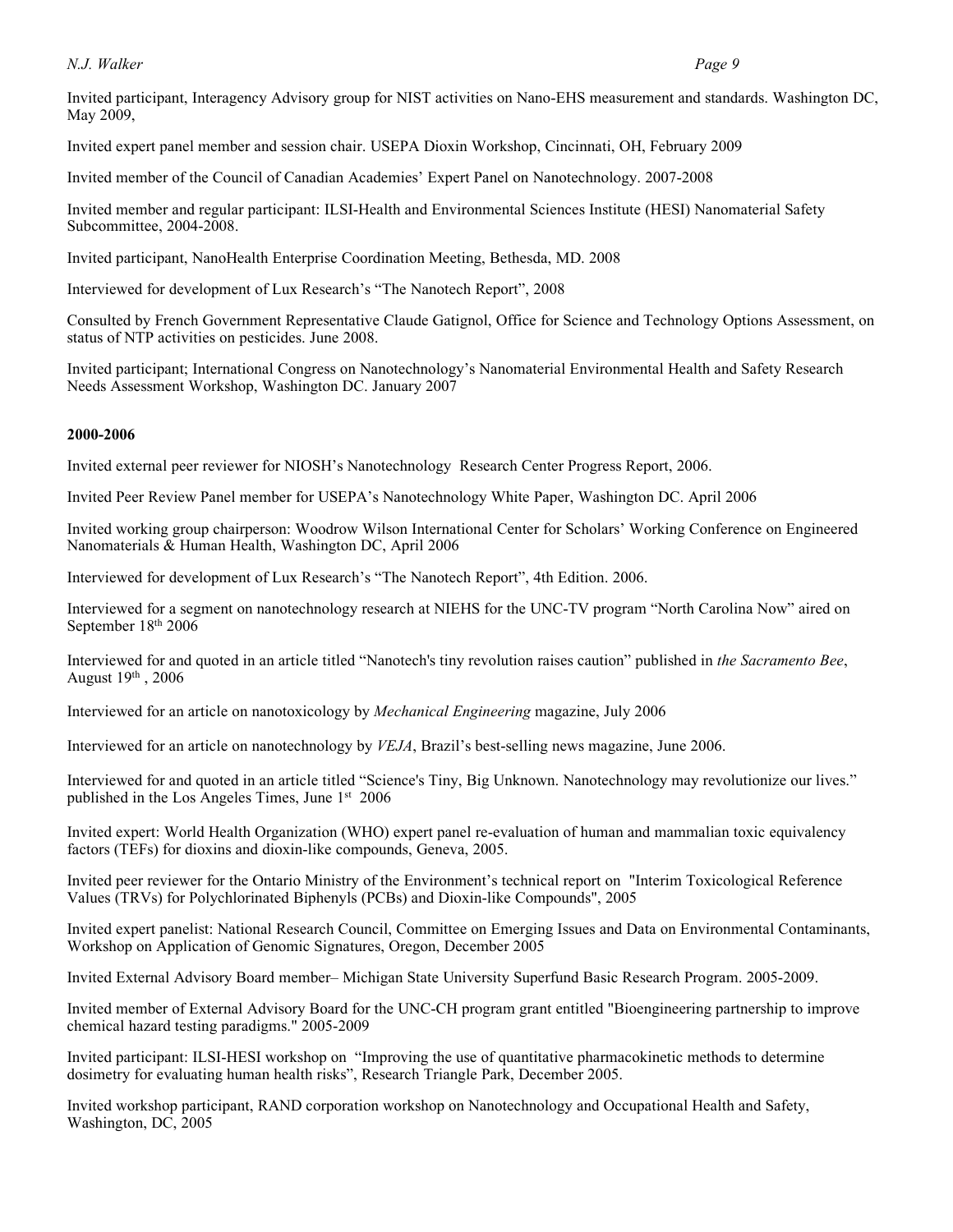Invited participant, Interagency Advisory group for NIST activities on Nano-EHS measurement and standards. Washington DC, May 2009,

Invited expert panel member and session chair. USEPA Dioxin Workshop, Cincinnati, OH, February 2009

Invited member of the Council of Canadian Academies' Expert Panel on Nanotechnology. 2007-2008

Invited member and regular participant: ILSI-Health and Environmental Sciences Institute (HESI) Nanomaterial Safety Subcommittee, 2004-2008.

Invited participant, NanoHealth Enterprise Coordination Meeting, Bethesda, MD. 2008

Interviewed for development of Lux Research's "The Nanotech Report", 2008

Consulted by French Government Representative Claude Gatignol, Office for Science and Technology Options Assessment, on status of NTP activities on pesticides. June 2008.

Invited participant; International Congress on Nanotechnology's Nanomaterial Environmental Health and Safety Research Needs Assessment Workshop, Washington DC. January 2007

**2000-2006**

Invited external peer reviewer for NIOSH's Nanotechnology Research Center Progress Report, 2006.

Invited Peer Review Panel member for USEPA's Nanotechnology White Paper, Washington DC. April 2006

Invited working group chairperson: Woodrow Wilson International Center for Scholars' Working Conference on Engineered Nanomaterials & Human Health, Washington DC, April 2006

Interviewed for development of Lux Research's "The Nanotech Report", 4th Edition. 2006.

Interviewed for a segment on nanotechnology research at NIEHS for the UNC-TV program "North Carolina Now" aired on September 18th 2006

Interviewed for and quoted in an article titled "Nanotech's tiny revolution raises caution" published in *the Sacramento Bee*, August 19th , 2006

Interviewed for an article on nanotoxicology by *Mechanical Engineering* magazine, July 2006

Interviewed for an article on nanotechnology by *VEJA*, Brazil's best-selling news magazine, June 2006.

Interviewed for and quoted in an article titled "Science's Tiny, Big Unknown. Nanotechnology may revolutionize our lives." published in the Los Angeles Times, June 1st 2006

Invited expert: World Health Organization (WHO) expert panel re-evaluation of human and mammalian toxic equivalency factors (TEFs) for dioxins and dioxin-like compounds, Geneva, 2005.

Invited peer reviewer for the Ontario Ministry of the Environment's technical report on "Interim Toxicological Reference Values (TRVs) for Polychlorinated Biphenyls (PCBs) and Dioxin-like Compounds", 2005

Invited expert panelist: National Research Council, Committee on Emerging Issues and Data on Environmental Contaminants, Workshop on Application of Genomic Signatures, Oregon, December 2005

Invited External Advisory Board member– Michigan State University Superfund Basic Research Program. 2005-2009.

Invited member of External Advisory Board for the UNC-CH program grant entitled "Bioengineering partnership to improve chemical hazard testing paradigms." 2005-2009

Invited participant: ILSI-HESI workshop on "Improving the use of quantitative pharmacokinetic methods to determine dosimetry for evaluating human health risks", Research Triangle Park, December 2005.

Invited workshop participant, RAND corporation workshop on Nanotechnology and Occupational Health and Safety, Washington, DC, 2005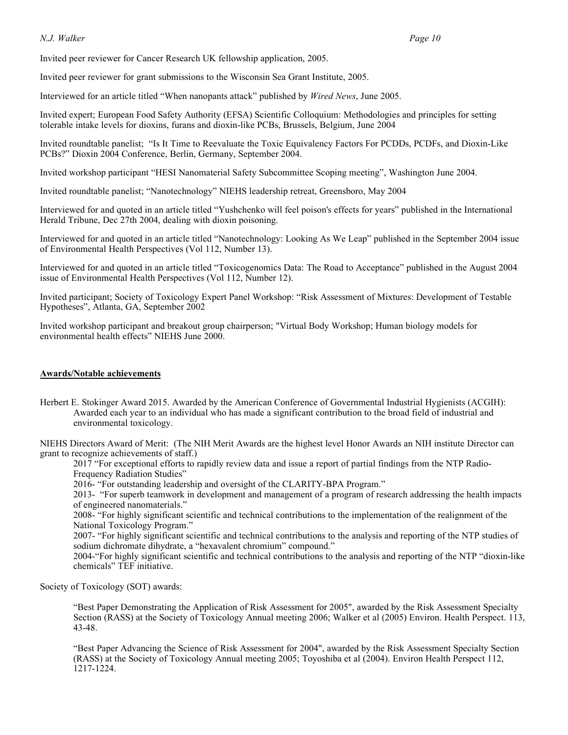Invited peer reviewer for Cancer Research UK fellowship application, 2005.

Invited peer reviewer for grant submissions to the Wisconsin Sea Grant Institute, 2005.

Interviewed for an article titled "When nanopants attack" published by *Wired News*, June 2005.

Invited expert; European Food Safety Authority (EFSA) Scientific Colloquium: Methodologies and principles for setting tolerable intake levels for dioxins, furans and dioxin-like PCBs, Brussels, Belgium, June 2004

Invited roundtable panelist; "Is It Time to Reevaluate the Toxic Equivalency Factors For PCDDs, PCDFs, and Dioxin-Like PCBs?" Dioxin 2004 Conference, Berlin, Germany, September 2004.

Invited workshop participant "HESI Nanomaterial Safety Subcommittee Scoping meeting", Washington June 2004.

Invited roundtable panelist; "Nanotechnology" NIEHS leadership retreat, Greensboro, May 2004

Interviewed for and quoted in an article titled "Yushchenko will feel poison's effects for years" published in the International Herald Tribune, Dec 27th 2004, dealing with dioxin poisoning.

Interviewed for and quoted in an article titled "Nanotechnology: Looking As We Leap" published in the September 2004 issue of Environmental Health Perspectives (Vol 112, Number 13).

Interviewed for and quoted in an article titled "Toxicogenomics Data: The Road to Acceptance" published in the August 2004 issue of Environmental Health Perspectives (Vol 112, Number 12).

Invited participant; Society of Toxicology Expert Panel Workshop: "Risk Assessment of Mixtures: Development of Testable Hypotheses", Atlanta, GA, September 2002

Invited workshop participant and breakout group chairperson; "Virtual Body Workshop; Human biology models for environmental health effects" NIEHS June 2000.

## Awards/Notable achievements

Herbert E. Stokinger Award 2015. Awarded by the American Conference of Governmental Industrial Hygienists (ACGIH): Awarded each year to an individual who has made a significant contribution to the broad field of industrial and environmental toxicology.

NIEHS Directors Award of Merit: (The NIH Merit Awards are the highest level Honor Awards an NIH institute Director can grant to recognize achievements of staff.)

2017 "For exceptional efforts to rapidly review data and issue a report of partial findings from the NTP Radio-Frequency Radiation Studies"

2016- "For outstanding leadership and oversight of the CLARITY-BPA Program."

2013- "For superb teamwork in development and management of a program of research addressing the health impacts of engineered nanomaterials."

2008- "For highly significant scientific and technical contributions to the implementation of the realignment of the National Toxicology Program."

2007- "For highly significant scientific and technical contributions to the analysis and reporting of the NTP studies of sodium dichromate dihydrate, a "hexavalent chromium" compound."

2004-"For highly significant scientific and technical contributions to the analysis and reporting of the NTP "dioxin-like chemicals" TEF initiative.

Society of Toxicology (SOT) awards:

"Best Paper Demonstrating the Application of Risk Assessment for 2005", awarded by the Risk Assessment Specialty Section (RASS) at the Society of Toxicology Annual meeting 2006; Walker et al (2005) Environ. Health Perspect. 113, 43-48.

"Best Paper Advancing the Science of Risk Assessment for 2004", awarded by the Risk Assessment Specialty Section (RASS) at the Society of Toxicology Annual meeting 2005; Toyoshiba et al (2004). Environ Health Perspect 112, 1217-1224.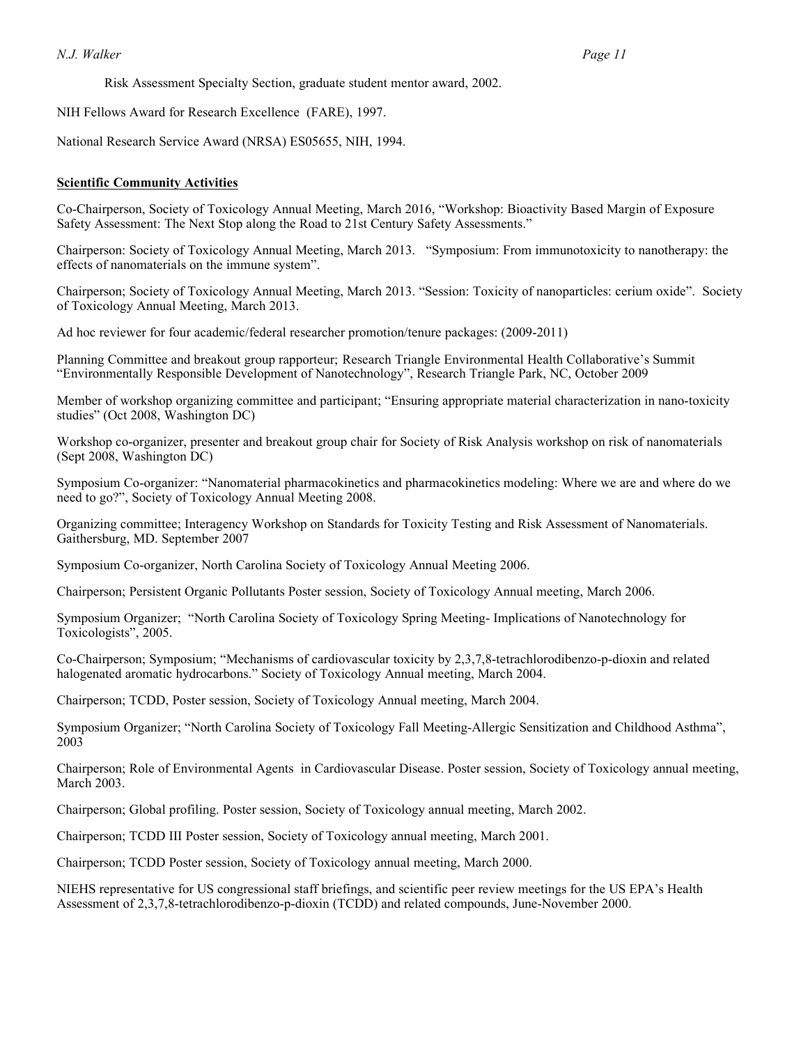Risk Assessment Specialty Section, graduate student mentor award, 2002.

NIH Fellows Award for Research Excellence (FARE), 1997.

National Research Service Award (NRSA) ES05655, NIH, 1994.

## Scientific Community Activities

Co-Chairperson, Society of Toxicology Annual Meeting, March 2016, "Workshop: Bioactivity Based Margin of Exposure Safety Assessment: The Next Stop along the Road to 21st Century Safety Assessments."

Chairperson: Society of Toxicology Annual Meeting, March 2013. "Symposium: From immunotoxicity to nanotherapy: the effects of nanomaterials on the immune system".

Chairperson; Society of Toxicology Annual Meeting, March 2013. "Session: Toxicity of nanoparticles: cerium oxide". Society of Toxicology Annual Meeting, March 2013.

Ad hoc reviewer for four academic/federal researcher promotion/tenure packages: (2009-2011)

Planning Committee and breakout group rapporteur; Research Triangle Environmental Health Collaborative's Summit "Environmentally Responsible Development of Nanotechnology", Research Triangle Park, NC, October 2009

Member of workshop organizing committee and participant; "Ensuring appropriate material characterization in nano-toxicity studies" (Oct 2008, Washington DC)

Workshop co-organizer, presenter and breakout group chair for Society of Risk Analysis workshop on risk of nanomaterials (Sept 2008, Washington DC)

Symposium Co-organizer: "Nanomaterial pharmacokinetics and pharmacokinetics modeling: Where we are and where do we need to go?", Society of Toxicology Annual Meeting 2008.

Organizing committee; Interagency Workshop on Standards for Toxicity Testing and Risk Assessment of Nanomaterials. Gaithersburg, MD. September 2007

Symposium Co-organizer, North Carolina Society of Toxicology Annual Meeting 2006.

Chairperson; Persistent Organic Pollutants Poster session, Society of Toxicology Annual meeting, March 2006.

Symposium Organizer; "North Carolina Society of Toxicology Spring Meeting- Implications of Nanotechnology for Toxicologists", 2005.

Co-Chairperson; Symposium; "Mechanisms of cardiovascular toxicity by 2,3,7,8-tetrachlorodibenzo-p-dioxin and related halogenated aromatic hydrocarbons." Society of Toxicology Annual meeting, March 2004.

Chairperson; TCDD, Poster session, Society of Toxicology Annual meeting, March 2004.

Symposium Organizer; "North Carolina Society of Toxicology Fall Meeting-Allergic Sensitization and Childhood Asthma", 2003

Chairperson; Role of Environmental Agents in Cardiovascular Disease. Poster session, Society of Toxicology annual meeting, March 2003.

Chairperson; Global profiling. Poster session, Society of Toxicology annual meeting, March 2002.

Chairperson; TCDD III Poster session, Society of Toxicology annual meeting, March 2001.

Chairperson; TCDD Poster session, Society of Toxicology annual meeting, March 2000.

NIEHS representative for US congressional staff briefings, and scientific peer review meetings for the US EPA's Health Assessment of 2,3,7,8-tetrachlorodibenzo-p-dioxin (TCDD) and related compounds, June-November 2000.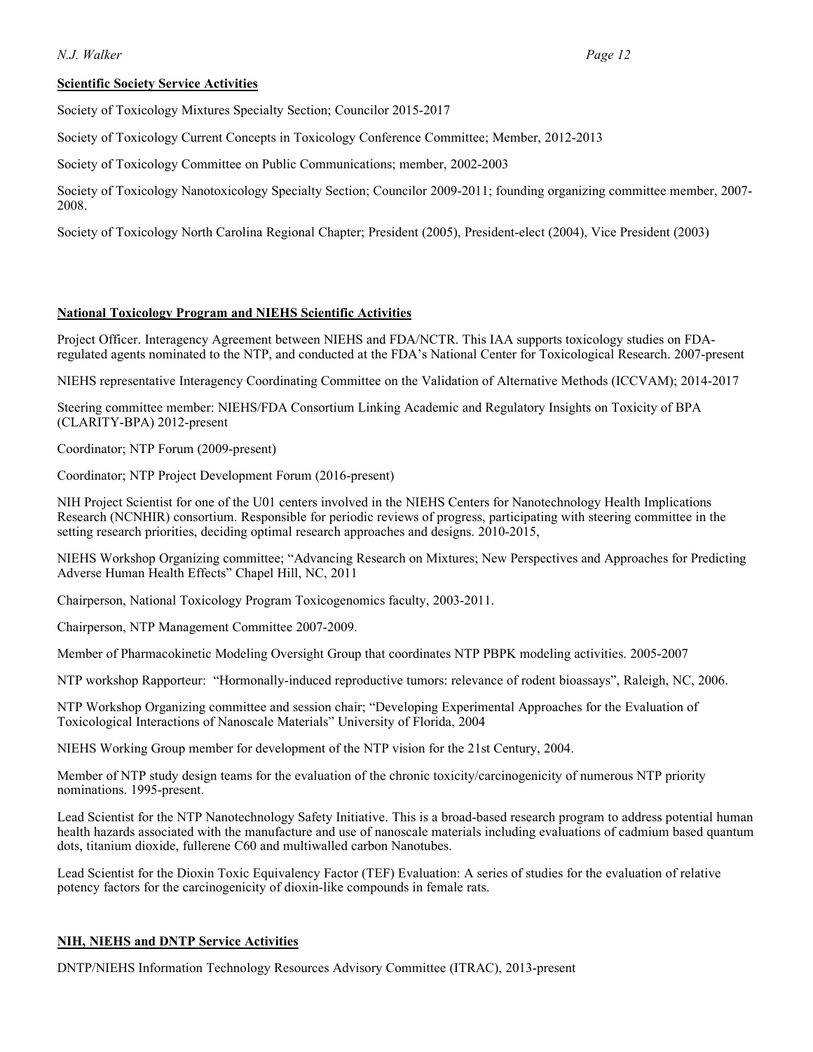**Scientific Society Service Activities**

Society of Toxicology Mixtures Specialty Section; Councilor 2015-2017

Society of Toxicology Current Concepts in Toxicology Conference Committee; Member, 2012-2013

Society of Toxicology Committee on Public Communications; member, 2002-2003

Society of Toxicology Nanotoxicology Specialty Section; Councilor 2009-2011; founding organizing committee member, 2007-2008.

Society of Toxicology North Carolina Regional Chapter; President (2005), President-elect (2004), Vice President (2003)

**National Toxicology Program and NIEHS Scientific Activities**

Project Officer. Interagency Agreement between NIEHS and FDA/NCTR. This IAA supports toxicology studies on FDA-regulated agents nominated to the NTP, and conducted at the FDA's National Center for Toxicological Research. 2007-present

NIEHS representative Interagency Coordinating Committee on the Validation of Alternative Methods (ICCVAM); 2014-2017

Steering committee member: NIEHS/FDA Consortium Linking Academic and Regulatory Insights on Toxicity of BPA (CLARITY-BPA) 2012-present

Coordinator; NTP Forum (2009-present)

Coordinator; NTP Project Development Forum (2016-present)

NIH Project Scientist for one of the U01 centers involved in the NIEHS Centers for Nanotechnology Health Implications Research (NCNHIR) consortium. Responsible for periodic reviews of progress, participating with steering committee in the setting research priorities, deciding optimal research approaches and designs. 2010-2015,

NIEHS Workshop Organizing committee; "Advancing Research on Mixtures; New Perspectives and Approaches for Predicting Adverse Human Health Effects" Chapel Hill, NC, 2011

Chairperson, National Toxicology Program Toxicogenomics faculty, 2003-2011.

Chairperson, NTP Management Committee 2007-2009.

Member of Pharmacokinetic Modeling Oversight Group that coordinates NTP PBPK modeling activities. 2005-2007

NTP workshop Rapporteur: "Hormonally-induced reproductive tumors: relevance of rodent bioassays", Raleigh, NC, 2006.

NTP Workshop Organizing committee and session chair; "Developing Experimental Approaches for the Evaluation of Toxicological Interactions of Nanoscale Materials" University of Florida, 2004

NIEHS Working Group member for development of the NTP vision for the 21st Century, 2004.

Member of NTP study design teams for the evaluation of the chronic toxicity/carcinogenicity of numerous NTP priority nominations. 1995-present.

Lead Scientist for the NTP Nanotechnology Safety Initiative. This is a broad-based research program to address potential human health hazards associated with the manufacture and use of nanoscale materials including evaluations of cadmium based quantum dots, titanium dioxide, fullerene C60 and multiwalled carbon Nanotubes.

Lead Scientist for the Dioxin Toxic Equivalency Factor (TEF) Evaluation: A series of studies for the evaluation of relative potency factors for the carcinogenicity of dioxin-like compounds in female rats.

**NIH, NIEHS and DNTP Service Activities**

DNTP/NIEHS Information Technology Resources Advisory Committee (ITRAC), 2013-present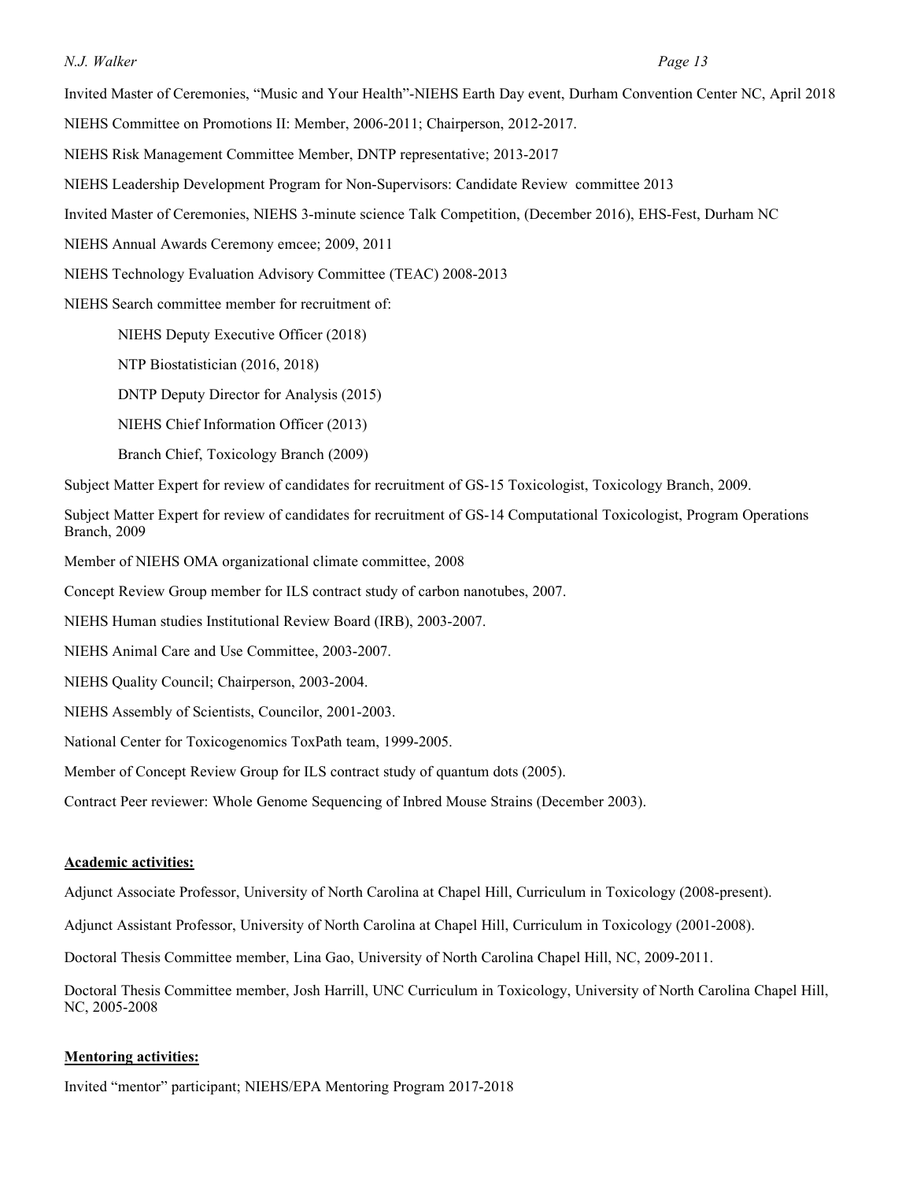Invited Master of Ceremonies, "Music and Your Health"-NIEHS Earth Day event, Durham Convention Center NC, April 2018

NIEHS Committee on Promotions II: Member, 2006-2011; Chairperson, 2012-2017.

NIEHS Risk Management Committee Member, DNTP representative; 2013-2017

NIEHS Leadership Development Program for Non-Supervisors: Candidate Review committee 2013

Invited Master of Ceremonies, NIEHS 3-minute science Talk Competition, (December 2016), EHS-Fest, Durham NC

NIEHS Annual Awards Ceremony emcee; 2009, 2011

NIEHS Technology Evaluation Advisory Committee (TEAC) 2008-2013

NIEHS Search committee member for recruitment of:

- NIEHS Deputy Executive Officer (2018)
- NTP Biostatistician (2016, 2018)
- DNTP Deputy Director for Analysis (2015)
- NIEHS Chief Information Officer (2013)
- Branch Chief, Toxicology Branch (2009)

Subject Matter Expert for review of candidates for recruitment of GS-15 Toxicologist, Toxicology Branch, 2009.

Subject Matter Expert for review of candidates for recruitment of GS-14 Computational Toxicologist, Program Operations Branch, 2009

Member of NIEHS OMA organizational climate committee, 2008

Concept Review Group member for ILS contract study of carbon nanotubes, 2007.

NIEHS Human studies Institutional Review Board (IRB), 2003-2007.

NIEHS Animal Care and Use Committee, 2003-2007.

NIEHS Quality Council; Chairperson, 2003-2004.

NIEHS Assembly of Scientists, Councilor, 2001-2003.

National Center for Toxicogenomics ToxPath team, 1999-2005.

Member of Concept Review Group for ILS contract study of quantum dots (2005).

Contract Peer reviewer: Whole Genome Sequencing of Inbred Mouse Strains (December 2003).

**Academic activities:**

Adjunct Associate Professor, University of North Carolina at Chapel Hill, Curriculum in Toxicology (2008-present).

Adjunct Assistant Professor, University of North Carolina at Chapel Hill, Curriculum in Toxicology (2001-2008).

Doctoral Thesis Committee member, Lina Gao, University of North Carolina Chapel Hill, NC, 2009-2011.

Doctoral Thesis Committee member, Josh Harrill, UNC Curriculum in Toxicology, University of North Carolina Chapel Hill, NC, 2005-2008

**Mentoring activities:**

Invited "mentor" participant; NIEHS/EPA Mentoring Program 2017-2018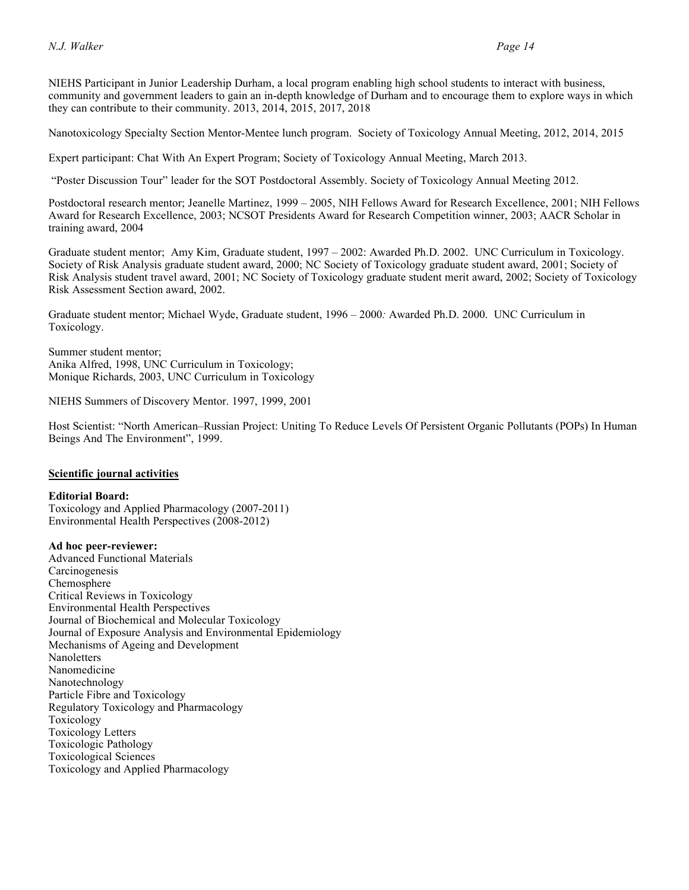NIEHS Participant in Junior Leadership Durham, a local program enabling high school students to interact with business, community and government leaders to gain an in-depth knowledge of Durham and to encourage them to explore ways in which they can contribute to their community. 2013, 2014, 2015, 2017, 2018

Nanotoxicology Specialty Section Mentor-Mentee lunch program. Society of Toxicology Annual Meeting, 2012, 2014, 2015

Expert participant: Chat With An Expert Program; Society of Toxicology Annual Meeting, March 2013.

"Poster Discussion Tour" leader for the SOT Postdoctoral Assembly. Society of Toxicology Annual Meeting 2012.

Postdoctoral research mentor; Jeanelle Martinez, 1999 – 2005, NIH Fellows Award for Research Excellence, 2001; NIH Fellows Award for Research Excellence, 2003; NCSOT Presidents Award for Research Competition winner, 2003; AACR Scholar in training award, 2004

Graduate student mentor; Amy Kim, Graduate student, 1997 – 2002: Awarded Ph.D. 2002. UNC Curriculum in Toxicology. Society of Risk Analysis graduate student award, 2000; NC Society of Toxicology graduate student award, 2001; Society of Risk Analysis student travel award, 2001; NC Society of Toxicology graduate student merit award, 2002; Society of Toxicology Risk Assessment Section award, 2002.

Graduate student mentor; Michael Wyde, Graduate student, 1996 – 2000*:* Awarded Ph.D. 2000. UNC Curriculum in Toxicology.

Summer student mentor;
Anika Alfred, 1998, UNC Curriculum in Toxicology;
Monique Richards, 2003, UNC Curriculum in Toxicology

NIEHS Summers of Discovery Mentor. 1997, 1999, 2001

Host Scientist: "North American–Russian Project: Uniting To Reduce Levels Of Persistent Organic Pollutants (POPs) In Human Beings And The Environment", 1999.

## Scientific journal activities

**Editorial Board:**
Toxicology and Applied Pharmacology (2007-2011)
Environmental Health Perspectives (2008-2012)

**Ad hoc peer-reviewer:**
Advanced Functional Materials
Carcinogenesis
Chemosphere
Critical Reviews in Toxicology
Environmental Health Perspectives
Journal of Biochemical and Molecular Toxicology
Journal of Exposure Analysis and Environmental Epidemiology
Mechanisms of Ageing and Development
Nanoletters
Nanomedicine
Nanotechnology
Particle Fibre and Toxicology
Regulatory Toxicology and Pharmacology
Toxicology
Toxicology Letters
Toxicologic Pathology
Toxicological Sciences
Toxicology and Applied Pharmacology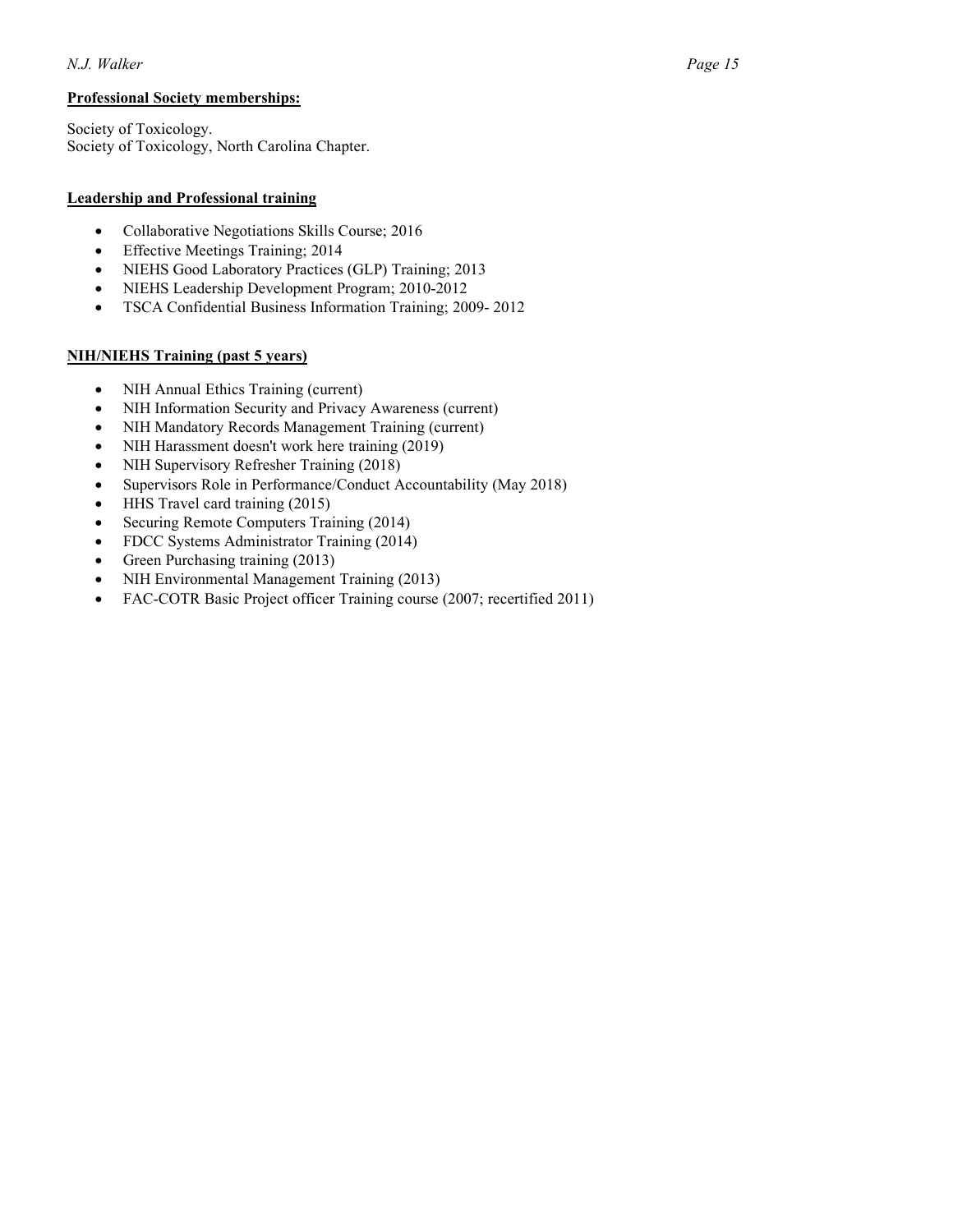**Professional Society memberships:**

Society of Toxicology.
Society of Toxicology, North Carolina Chapter.

**Leadership and Professional training**

- Collaborative Negotiations Skills Course; 2016
- Effective Meetings Training; 2014
- NIEHS Good Laboratory Practices (GLP) Training; 2013
- NIEHS Leadership Development Program; 2010-2012
- TSCA Confidential Business Information Training; 2009- 2012

**NIH/NIEHS Training (past 5 years)**

- NIH Annual Ethics Training (current)
- NIH Information Security and Privacy Awareness (current)
- NIH Mandatory Records Management Training (current)
- NIH Harassment doesn't work here training (2019)
- NIH Supervisory Refresher Training (2018)
- Supervisors Role in Performance/Conduct Accountability (May 2018)
- HHS Travel card training (2015)
- Securing Remote Computers Training (2014)
- FDCC Systems Administrator Training (2014)
- Green Purchasing training (2013)
- NIH Environmental Management Training (2013)
- FAC-COTR Basic Project officer Training course (2007; recertified 2011)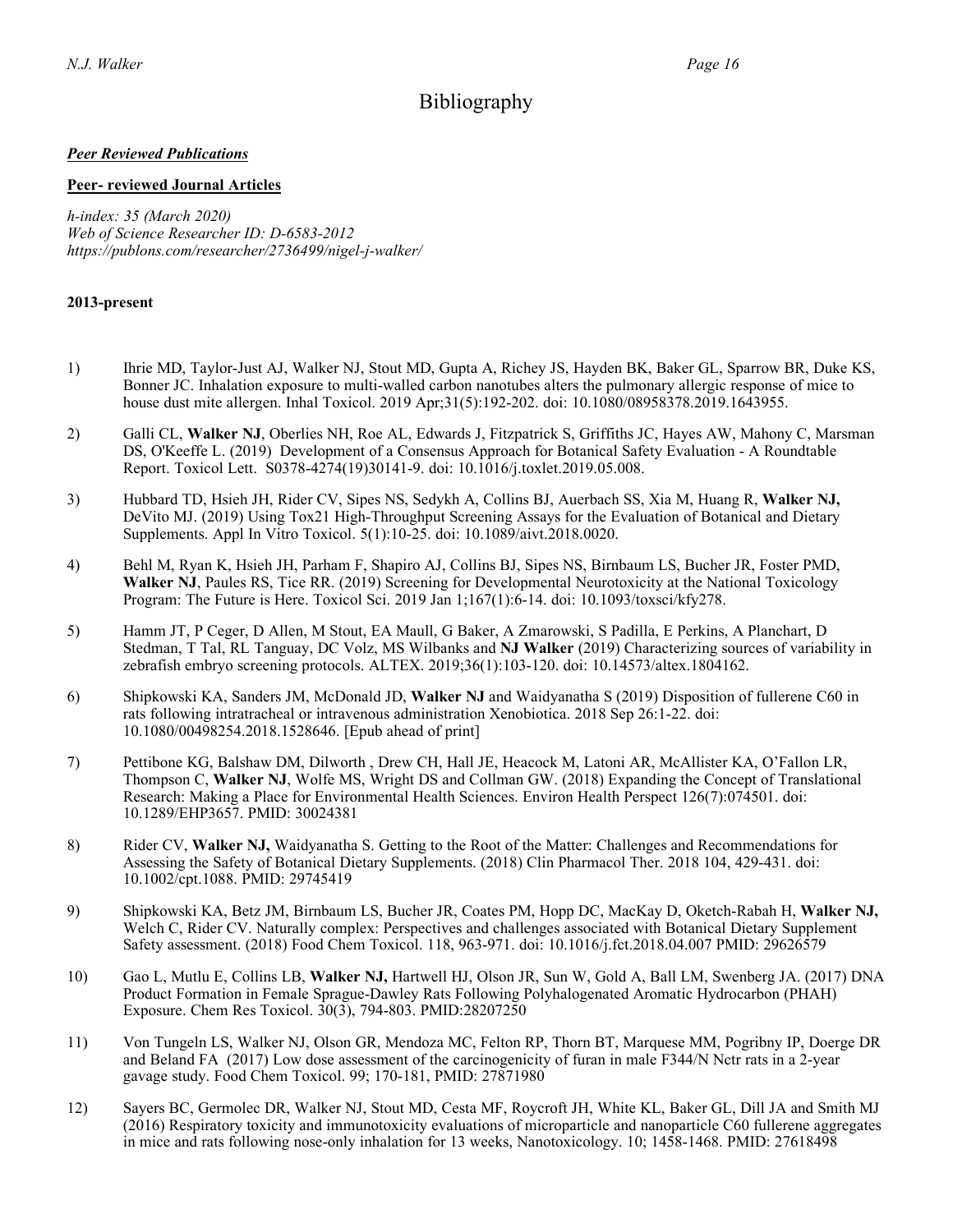# Bibliography

***Peer Reviewed Publications***

**Peer- reviewed Journal Articles**

*h-index: 35 (March 2020)*
*Web of Science Researcher ID: D-6583-2012*
*https://publons.com/researcher/2736499/nigel-j-walker/*

**2013-present**

1) Ihrie MD, Taylor-Just AJ, Walker NJ, Stout MD, Gupta A, Richey JS, Hayden BK, Baker GL, Sparrow BR, Duke KS, Bonner JC. Inhalation exposure to multi-walled carbon nanotubes alters the pulmonary allergic response of mice to house dust mite allergen. Inhal Toxicol. 2019 Apr;31(5):192-202. doi: 10.1080/08958378.2019.1643955.

2) Galli CL, **Walker NJ**, Oberlies NH, Roe AL, Edwards J, Fitzpatrick S, Griffiths JC, Hayes AW, Mahony C, Marsman DS, O'Keeffe L. (2019) Development of a Consensus Approach for Botanical Safety Evaluation - A Roundtable Report. Toxicol Lett. S0378-4274(19)30141-9. doi: 10.1016/j.toxlet.2019.05.008.

3) Hubbard TD, Hsieh JH, Rider CV, Sipes NS, Sedykh A, Collins BJ, Auerbach SS, Xia M, Huang R, **Walker NJ,** DeVito MJ. (2019) Using Tox21 High-Throughput Screening Assays for the Evaluation of Botanical and Dietary Supplements. Appl In Vitro Toxicol. 5(1):10-25. doi: 10.1089/aivt.2018.0020.

4) Behl M, Ryan K, Hsieh JH, Parham F, Shapiro AJ, Collins BJ, Sipes NS, Birnbaum LS, Bucher JR, Foster PMD, **Walker NJ**, Paules RS, Tice RR. (2019) Screening for Developmental Neurotoxicity at the National Toxicology Program: The Future is Here. Toxicol Sci. 2019 Jan 1;167(1):6-14. doi: 10.1093/toxsci/kfy278.

5) Hamm JT, P Ceger, D Allen, M Stout, EA Maull, G Baker, A Zmarowski, S Padilla, E Perkins, A Planchart, D Stedman, T Tal, RL Tanguay, DC Volz, MS Wilbanks and **NJ Walker** (2019) Characterizing sources of variability in zebrafish embryo screening protocols. ALTEX. 2019;36(1):103-120. doi: 10.14573/altex.1804162.

6) Shipkowski KA, Sanders JM, McDonald JD, **Walker NJ** and Waidyanatha S (2019) Disposition of fullerene C60 in rats following intratracheal or intravenous administration Xenobiotica. 2018 Sep 26:1-22. doi: 10.1080/00498254.2018.1528646. [Epub ahead of print]

7) Pettibone KG, Balshaw DM, Dilworth , Drew CH, Hall JE, Heacock M, Latoni AR, McAllister KA, O'Fallon LR, Thompson C, **Walker NJ**, Wolfe MS, Wright DS and Collman GW. (2018) Expanding the Concept of Translational Research: Making a Place for Environmental Health Sciences. Environ Health Perspect 126(7):074501. doi: 10.1289/EHP3657. PMID: 30024381

8) Rider CV, **Walker NJ,** Waidyanatha S. Getting to the Root of the Matter: Challenges and Recommendations for Assessing the Safety of Botanical Dietary Supplements. (2018) Clin Pharmacol Ther. 2018 104, 429-431. doi: 10.1002/cpt.1088. PMID: 29745419

9) Shipkowski KA, Betz JM, Birnbaum LS, Bucher JR, Coates PM, Hopp DC, MacKay D, Oketch-Rabah H, **Walker NJ,** Welch C, Rider CV. Naturally complex: Perspectives and challenges associated with Botanical Dietary Supplement Safety assessment. (2018) Food Chem Toxicol. 118, 963-971. doi: 10.1016/j.fct.2018.04.007 PMID: 29626579

10) Gao L, Mutlu E, Collins LB, **Walker NJ,** Hartwell HJ, Olson JR, Sun W, Gold A, Ball LM, Swenberg JA. (2017) DNA Product Formation in Female Sprague-Dawley Rats Following Polyhalogenated Aromatic Hydrocarbon (PHAH) Exposure. Chem Res Toxicol. 30(3), 794-803. PMID:28207250

11) Von Tungeln LS, Walker NJ, Olson GR, Mendoza MC, Felton RP, Thorn BT, Marquese MM, Pogribny IP, Doerge DR and Beland FA (2017) Low dose assessment of the carcinogenicity of furan in male F344/N Nctr rats in a 2-year gavage study. Food Chem Toxicol. 99; 170-181, PMID: 27871980

12) Sayers BC, Germolec DR, Walker NJ, Stout MD, Cesta MF, Roycroft JH, White KL, Baker GL, Dill JA and Smith MJ (2016) Respiratory toxicity and immunotoxicity evaluations of microparticle and nanoparticle C60 fullerene aggregates in mice and rats following nose-only inhalation for 13 weeks, Nanotoxicology. 10; 1458-1468. PMID: 27618498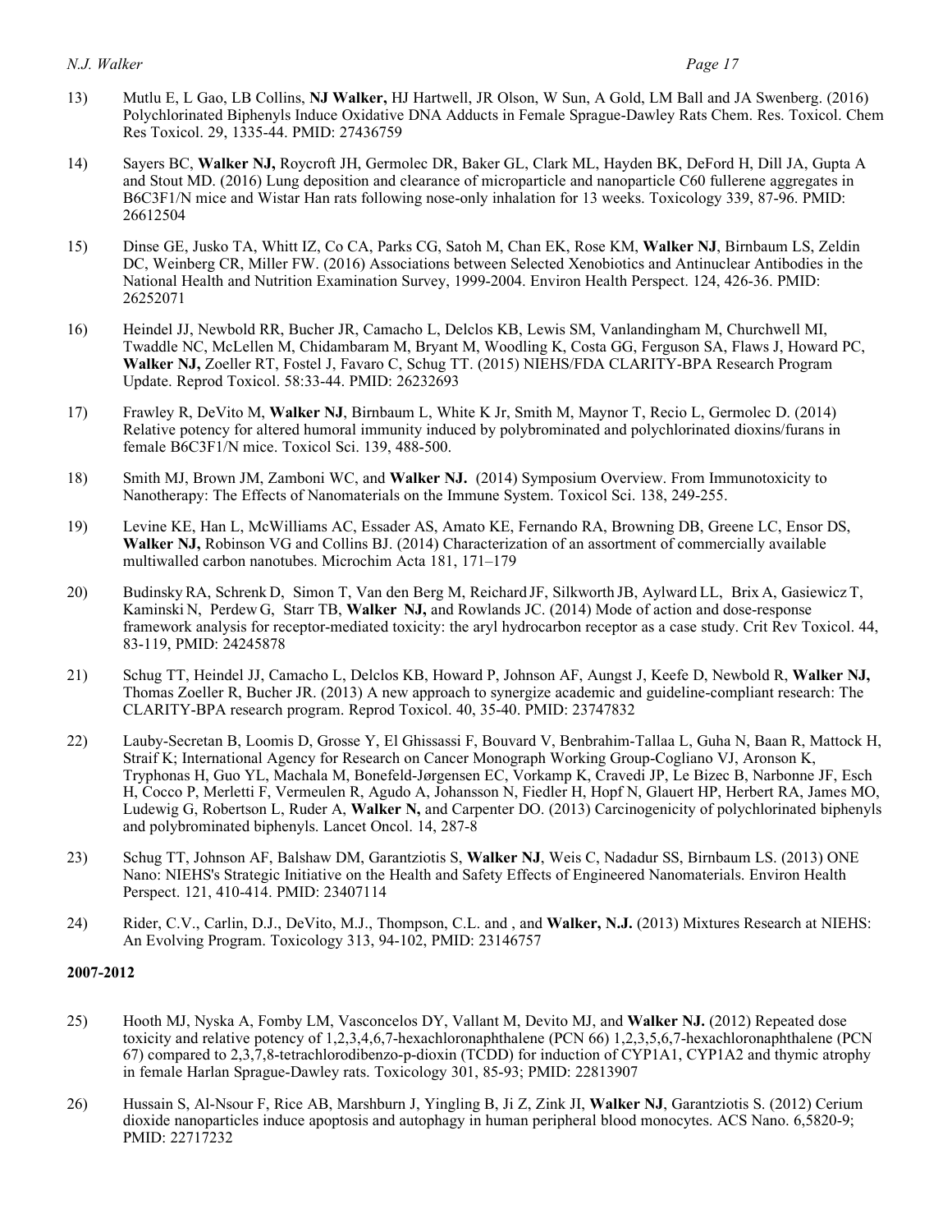13) Mutlu E, L Gao, LB Collins, **NJ Walker,** HJ Hartwell, JR Olson, W Sun, A Gold, LM Ball and JA Swenberg. (2016) Polychlorinated Biphenyls Induce Oxidative DNA Adducts in Female Sprague-Dawley Rats Chem. Res. Toxicol. Chem Res Toxicol. 29, 1335-44. PMID: 27436759

14) Sayers BC, **Walker NJ,** Roycroft JH, Germolec DR, Baker GL, Clark ML, Hayden BK, DeFord H, Dill JA, Gupta A and Stout MD. (2016) Lung deposition and clearance of microparticle and nanoparticle C60 fullerene aggregates in B6C3F1/N mice and Wistar Han rats following nose-only inhalation for 13 weeks. Toxicology 339, 87-96. PMID: 26612504

15) Dinse GE, Jusko TA, Whitt IZ, Co CA, Parks CG, Satoh M, Chan EK, Rose KM, **Walker NJ**, Birnbaum LS, Zeldin DC, Weinberg CR, Miller FW. (2016) Associations between Selected Xenobiotics and Antinuclear Antibodies in the National Health and Nutrition Examination Survey, 1999-2004. Environ Health Perspect. 124, 426-36. PMID: 26252071

16) Heindel JJ, Newbold RR, Bucher JR, Camacho L, Delclos KB, Lewis SM, Vanlandingham M, Churchwell MI, Twaddle NC, McLellen M, Chidambaram M, Bryant M, Woodling K, Costa GG, Ferguson SA, Flaws J, Howard PC, **Walker NJ,** Zoeller RT, Fostel J, Favaro C, Schug TT. (2015) NIEHS/FDA CLARITY-BPA Research Program Update. Reprod Toxicol. 58:33-44. PMID: 26232693

17) Frawley R, DeVito M, **Walker NJ**, Birnbaum L, White K Jr, Smith M, Maynor T, Recio L, Germolec D. (2014) Relative potency for altered humoral immunity induced by polybrominated and polychlorinated dioxins/furans in female B6C3F1/N mice. Toxicol Sci. 139, 488-500.

18) Smith MJ, Brown JM, Zamboni WC, and **Walker NJ.** (2014) Symposium Overview. From Immunotoxicity to Nanotherapy: The Effects of Nanomaterials on the Immune System. Toxicol Sci. 138, 249-255.

19) Levine KE, Han L, McWilliams AC, Essader AS, Amato KE, Fernando RA, Browning DB, Greene LC, Ensor DS, **Walker NJ,** Robinson VG and Collins BJ. (2014) Characterization of an assortment of commercially available multiwalled carbon nanotubes. Microchim Acta 181, 171–179

20) Budinsky RA, Schrenk D, Simon T, Van den Berg M, Reichard JF, Silkworth JB, Aylward LL, Brix A, Gasiewicz T, Kaminski N, Perdew G, Starr TB, **Walker NJ,** and Rowlands JC. (2014) Mode of action and dose-response framework analysis for receptor-mediated toxicity: the aryl hydrocarbon receptor as a case study. Crit Rev Toxicol. 44, 83-119, PMID: 24245878

21) Schug TT, Heindel JJ, Camacho L, Delclos KB, Howard P, Johnson AF, Aungst J, Keefe D, Newbold R, **Walker NJ,** Thomas Zoeller R, Bucher JR. (2013) A new approach to synergize academic and guideline-compliant research: The CLARITY-BPA research program. Reprod Toxicol. 40, 35-40. PMID: 23747832

22) Lauby-Secretan B, Loomis D, Grosse Y, El Ghissassi F, Bouvard V, Benbrahim-Tallaa L, Guha N, Baan R, Mattock H, Straif K; International Agency for Research on Cancer Monograph Working Group-Cogliano VJ, Aronson K, Tryphonas H, Guo YL, Machala M, Bonefeld-Jørgensen EC, Vorkamp K, Cravedi JP, Le Bizec B, Narbonne JF, Esch H, Cocco P, Merletti F, Vermeulen R, Agudo A, Johansson N, Fiedler H, Hopf N, Glauert HP, Herbert RA, James MO, Ludewig G, Robertson L, Ruder A, **Walker N,** and Carpenter DO. (2013) Carcinogenicity of polychlorinated biphenyls and polybrominated biphenyls. Lancet Oncol. 14, 287-8

23) Schug TT, Johnson AF, Balshaw DM, Garantziotis S, **Walker NJ**, Weis C, Nadadur SS, Birnbaum LS. (2013) ONE Nano: NIEHS's Strategic Initiative on the Health and Safety Effects of Engineered Nanomaterials. Environ Health Perspect. 121, 410-414. PMID: 23407114

24) Rider, C.V., Carlin, D.J., DeVito, M.J., Thompson, C.L. and , and **Walker, N.J.** (2013) Mixtures Research at NIEHS: An Evolving Program. Toxicology 313, 94-102, PMID: 23146757

**2007-2012**

25) Hooth MJ, Nyska A, Fomby LM, Vasconcelos DY, Vallant M, Devito MJ, and **Walker NJ.** (2012) Repeated dose toxicity and relative potency of 1,2,3,4,6,7-hexachloronaphthalene (PCN 66) 1,2,3,5,6,7-hexachloronaphthalene (PCN 67) compared to 2,3,7,8-tetrachlorodibenzo-p-dioxin (TCDD) for induction of CYP1A1, CYP1A2 and thymic atrophy in female Harlan Sprague-Dawley rats. Toxicology 301, 85-93; PMID: 22813907

26) Hussain S, Al-Nsour F, Rice AB, Marshburn J, Yingling B, Ji Z, Zink JI, **Walker NJ**, Garantziotis S. (2012) Cerium dioxide nanoparticles induce apoptosis and autophagy in human peripheral blood monocytes. ACS Nano. 6,5820-9; PMID: 22717232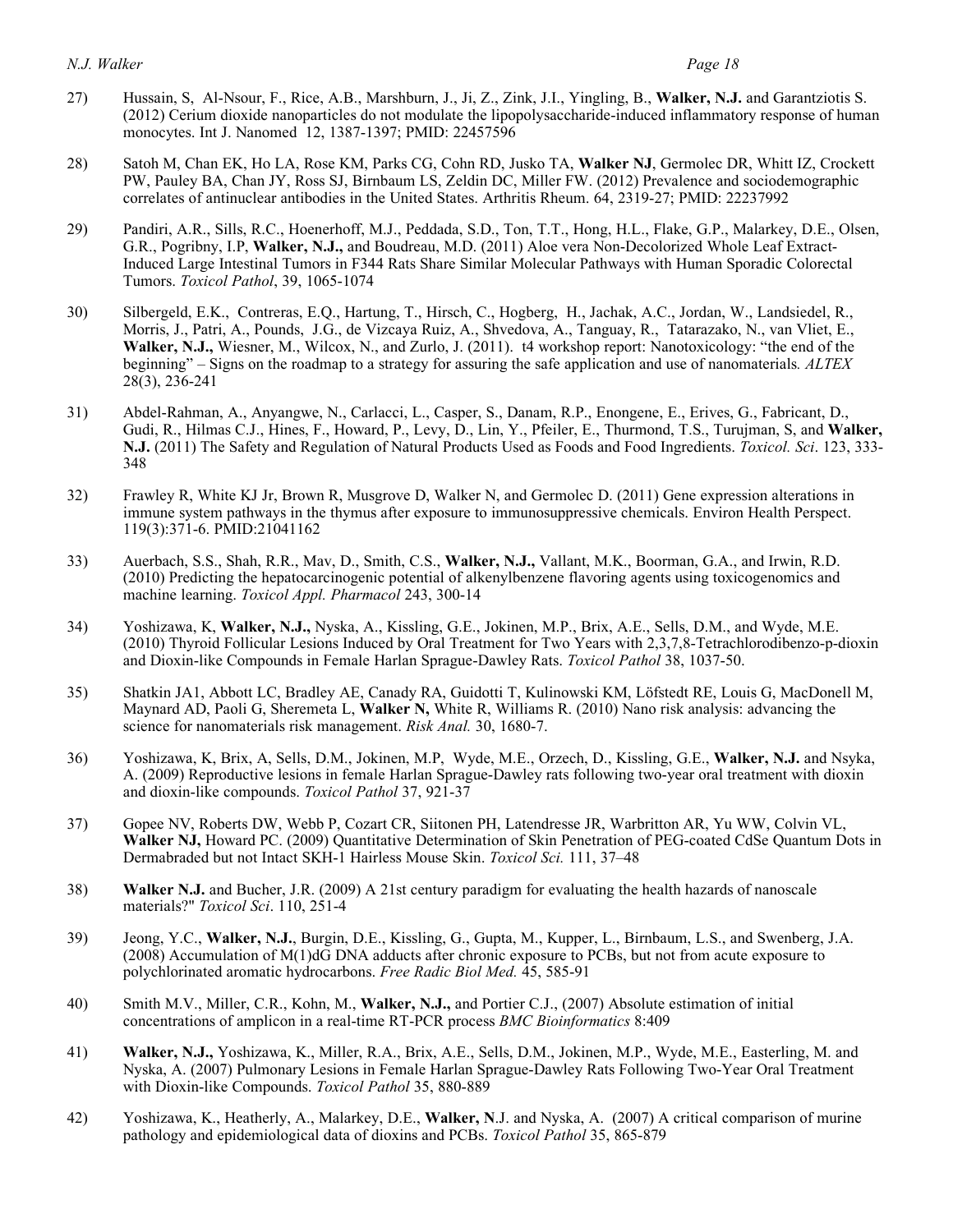27) Hussain, S, Al-Nsour, F., Rice, A.B., Marshburn, J., Ji, Z., Zink, J.I., Yingling, B., **Walker, N.J.** and Garantziotis S. (2012) Cerium dioxide nanoparticles do not modulate the lipopolysaccharide-induced inflammatory response of human monocytes. Int J. Nanomed 12, 1387-1397; PMID: 22457596

28) Satoh M, Chan EK, Ho LA, Rose KM, Parks CG, Cohn RD, Jusko TA, **Walker NJ**, Germolec DR, Whitt IZ, Crockett PW, Pauley BA, Chan JY, Ross SJ, Birnbaum LS, Zeldin DC, Miller FW. (2012) Prevalence and sociodemographic correlates of antinuclear antibodies in the United States. Arthritis Rheum. 64, 2319-27; PMID: 22237992

29) Pandiri, A.R., Sills, R.C., Hoenerhoff, M.J., Peddada, S.D., Ton, T.T., Hong, H.L., Flake, G.P., Malarkey, D.E., Olsen, G.R., Pogribny, I.P, **Walker, N.J.,** and Boudreau, M.D. (2011) Aloe vera Non-Decolorized Whole Leaf Extract-Induced Large Intestinal Tumors in F344 Rats Share Similar Molecular Pathways with Human Sporadic Colorectal Tumors. *Toxicol Pathol*, 39, 1065-1074

30) Silbergeld, E.K., Contreras, E.Q., Hartung, T., Hirsch, C., Hogberg, H., Jachak, A.C., Jordan, W., Landsiedel, R., Morris, J., Patri, A., Pounds, J.G., de Vizcaya Ruiz, A., Shvedova, A., Tanguay, R., Tatarazako, N., van Vliet, E., **Walker, N.J.,** Wiesner, M., Wilcox, N., and Zurlo, J. (2011). t4 workshop report: Nanotoxicology: "the end of the beginning" – Signs on the roadmap to a strategy for assuring the safe application and use of nanomaterials*. ALTEX* 28(3), 236-241

31) Abdel-Rahman, A., Anyangwe, N., Carlacci, L., Casper, S., Danam, R.P., Enongene, E., Erives, G., Fabricant, D., Gudi, R., Hilmas C.J., Hines, F., Howard, P., Levy, D., Lin, Y., Pfeiler, E., Thurmond, T.S., Turujman, S, and **Walker, N.J.** (2011) The Safety and Regulation of Natural Products Used as Foods and Food Ingredients. *Toxicol. Sci*. 123, 333-348

32) Frawley R, White KJ Jr, Brown R, Musgrove D, Walker N, and Germolec D. (2011) Gene expression alterations in immune system pathways in the thymus after exposure to immunosuppressive chemicals. Environ Health Perspect. 119(3):371-6. PMID:21041162

33) Auerbach, S.S., Shah, R.R., Mav, D., Smith, C.S., **Walker, N.J.,** Vallant, M.K., Boorman, G.A., and Irwin, R.D. (2010) Predicting the hepatocarcinogenic potential of alkenylbenzene flavoring agents using toxicogenomics and machine learning. *Toxicol Appl. Pharmacol* 243, 300-14

34) Yoshizawa, K, **Walker, N.J.,** Nyska, A., Kissling, G.E., Jokinen, M.P., Brix, A.E., Sells, D.M., and Wyde, M.E. (2010) Thyroid Follicular Lesions Induced by Oral Treatment for Two Years with 2,3,7,8-Tetrachlorodibenzo-p-dioxin and Dioxin-like Compounds in Female Harlan Sprague-Dawley Rats. *Toxicol Pathol* 38, 1037-50.

35) Shatkin JA1, Abbott LC, Bradley AE, Canady RA, Guidotti T, Kulinowski KM, Löfstedt RE, Louis G, MacDonell M, Maynard AD, Paoli G, Sheremeta L, **Walker N,** White R, Williams R. (2010) Nano risk analysis: advancing the science for nanomaterials risk management. *Risk Anal.* 30, 1680-7.

36) Yoshizawa, K, Brix, A, Sells, D.M., Jokinen, M.P, Wyde, M.E., Orzech, D., Kissling, G.E., **Walker, N.J.** and Nsyka, A. (2009) Reproductive lesions in female Harlan Sprague-Dawley rats following two-year oral treatment with dioxin and dioxin-like compounds. *Toxicol Pathol* 37, 921-37

37) Gopee NV, Roberts DW, Webb P, Cozart CR, Siitonen PH, Latendresse JR, Warbritton AR, Yu WW, Colvin VL, **Walker NJ,** Howard PC. (2009) Quantitative Determination of Skin Penetration of PEG-coated CdSe Quantum Dots in Dermabraded but not Intact SKH-1 Hairless Mouse Skin. *Toxicol Sci.* 111, 37–48

38) **Walker N.J.** and Bucher, J.R. (2009) A 21st century paradigm for evaluating the health hazards of nanoscale materials?" *Toxicol Sci*. 110, 251-4

39) Jeong, Y.C., **Walker, N.J.**, Burgin, D.E., Kissling, G., Gupta, M., Kupper, L., Birnbaum, L.S., and Swenberg, J.A. (2008) Accumulation of M(1)dG DNA adducts after chronic exposure to PCBs, but not from acute exposure to polychlorinated aromatic hydrocarbons. *Free Radic Biol Med.* 45, 585-91

40) Smith M.V., Miller, C.R., Kohn, M., **Walker, N.J.,** and Portier C.J., (2007) Absolute estimation of initial concentrations of amplicon in a real-time RT-PCR process *BMC Bioinformatics* 8:409

41) **Walker, N.J.,** Yoshizawa, K., Miller, R.A., Brix, A.E., Sells, D.M., Jokinen, M.P., Wyde, M.E., Easterling, M. and Nyska, A. (2007) Pulmonary Lesions in Female Harlan Sprague-Dawley Rats Following Two-Year Oral Treatment with Dioxin-like Compounds. *Toxicol Pathol* 35, 880-889

42) Yoshizawa, K., Heatherly, A., Malarkey, D.E., **Walker, N**.J. and Nyska, A. (2007) A critical comparison of murine pathology and epidemiological data of dioxins and PCBs. *Toxicol Pathol* 35, 865-879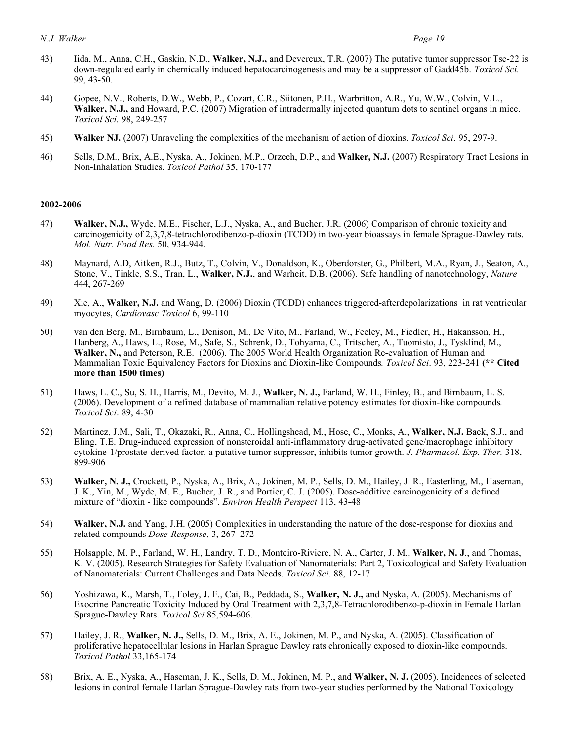43) Iida, M., Anna, C.H., Gaskin, N.D., **Walker, N.J.,** and Devereux, T.R. (2007) The putative tumor suppressor Tsc-22 is down-regulated early in chemically induced hepatocarcinogenesis and may be a suppressor of Gadd45b. *Toxicol Sci.* 99, 43-50.

44) Gopee, N.V., Roberts, D.W., Webb, P., Cozart, C.R., Siitonen, P.H., Warbritton, A.R., Yu, W.W., Colvin, V.L., **Walker, N.J.,** and Howard, P.C. (2007) Migration of intradermally injected quantum dots to sentinel organs in mice. *Toxicol Sci.* 98, 249-257

45) **Walker NJ.** (2007) Unraveling the complexities of the mechanism of action of dioxins. *Toxicol Sci*. 95, 297-9.

46) Sells, D.M., Brix, A.E., Nyska, A., Jokinen, M.P., Orzech, D.P., and **Walker, N.J.** (2007) Respiratory Tract Lesions in Non-Inhalation Studies. *Toxicol Pathol* 35, 170-177

**2002-2006**

47) **Walker, N.J.,** Wyde, M.E., Fischer, L.J., Nyska, A., and Bucher, J.R. (2006) Comparison of chronic toxicity and carcinogenicity of 2,3,7,8-tetrachlorodibenzo-p-dioxin (TCDD) in two-year bioassays in female Sprague-Dawley rats. *Mol. Nutr. Food Res.* 50, 934-944.

48) Maynard, A.D, Aitken, R.J., Butz, T., Colvin, V., Donaldson, K., Oberdorster, G., Philbert, M.A., Ryan, J., Seaton, A., Stone, V., Tinkle, S.S., Tran, L., **Walker, N.J.**, and Warheit, D.B. (2006). Safe handling of nanotechnology, *Nature* 444, 267-269

49) Xie, A., **Walker, N.J.** and Wang, D. (2006) Dioxin (TCDD) enhances triggered-afterdepolarizations in rat ventricular myocytes, *Cardiovasc Toxicol* 6, 99-110

50) van den Berg, M., Birnbaum, L., Denison, M., De Vito, M., Farland, W., Feeley, M., Fiedler, H., Hakansson, H., Hanberg, A., Haws, L., Rose, M., Safe, S., Schrenk, D., Tohyama, C., Tritscher, A., Tuomisto, J., Tysklind, M., **Walker, N.,** and Peterson, R.E. (2006). The 2005 World Health Organization Re-evaluation of Human and Mammalian Toxic Equivalency Factors for Dioxins and Dioxin-like Compounds*. Toxicol Sci*. 93, 223-241 **(\*\* Cited more than 1500 times)**

51) Haws, L. C., Su, S. H., Harris, M., Devito, M. J., **Walker, N. J.,** Farland, W. H., Finley, B., and Birnbaum, L. S. (2006). Development of a refined database of mammalian relative potency estimates for dioxin-like compounds*. Toxicol Sci*. 89, 4-30

52) Martinez, J.M., Sali, T., Okazaki, R., Anna, C., Hollingshead, M., Hose, C., Monks, A., **Walker, N.J.** Baek, S.J., and Eling, T.E. Drug-induced expression of nonsteroidal anti-inflammatory drug-activated gene/macrophage inhibitory cytokine-1/prostate-derived factor, a putative tumor suppressor, inhibits tumor growth. *J. Pharmacol. Exp. Ther.* 318, 899-906

53) **Walker, N. J.,** Crockett, P., Nyska, A., Brix, A., Jokinen, M. P., Sells, D. M., Hailey, J. R., Easterling, M., Haseman, J. K., Yin, M., Wyde, M. E., Bucher, J. R., and Portier, C. J. (2005). Dose-additive carcinogenicity of a defined mixture of "dioxin - like compounds". *Environ Health Perspect* 113, 43-48

54) **Walker, N.J.** and Yang, J.H. (2005) Complexities in understanding the nature of the dose-response for dioxins and related compounds *Dose-Response*, 3, 267–272

55) Holsapple, M. P., Farland, W. H., Landry, T. D., Monteiro-Riviere, N. A., Carter, J. M., **Walker, N. J**., and Thomas, K. V. (2005). Research Strategies for Safety Evaluation of Nanomaterials: Part 2, Toxicological and Safety Evaluation of Nanomaterials: Current Challenges and Data Needs. *Toxicol Sci.* 88, 12-17

56) Yoshizawa, K., Marsh, T., Foley, J. F., Cai, B., Peddada, S., **Walker, N. J.,** and Nyska, A. (2005). Mechanisms of Exocrine Pancreatic Toxicity Induced by Oral Treatment with 2,3,7,8-Tetrachlorodibenzo-p-dioxin in Female Harlan Sprague-Dawley Rats. *Toxicol Sci* 85,594-606.

57) Hailey, J. R., **Walker, N. J.,** Sells, D. M., Brix, A. E., Jokinen, M. P., and Nyska, A. (2005). Classification of proliferative hepatocellular lesions in Harlan Sprague Dawley rats chronically exposed to dioxin-like compounds. *Toxicol Pathol* 33,165-174

58) Brix, A. E., Nyska, A., Haseman, J. K., Sells, D. M., Jokinen, M. P., and **Walker, N. J.** (2005). Incidences of selected lesions in control female Harlan Sprague-Dawley rats from two-year studies performed by the National Toxicology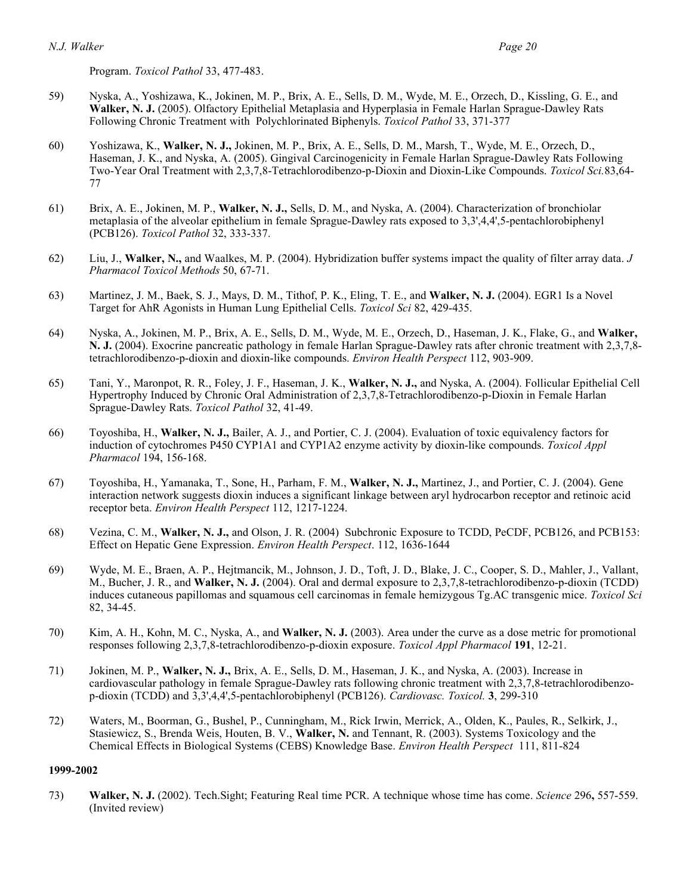Program. *Toxicol Pathol* 33, 477-483.

59) Nyska, A., Yoshizawa, K., Jokinen, M. P., Brix, A. E., Sells, D. M., Wyde, M. E., Orzech, D., Kissling, G. E., and **Walker, N. J.** (2005). Olfactory Epithelial Metaplasia and Hyperplasia in Female Harlan Sprague-Dawley Rats Following Chronic Treatment with Polychlorinated Biphenyls. *Toxicol Pathol* 33, 371-377

60) Yoshizawa, K., **Walker, N. J.,** Jokinen, M. P., Brix, A. E., Sells, D. M., Marsh, T., Wyde, M. E., Orzech, D., Haseman, J. K., and Nyska, A. (2005). Gingival Carcinogenicity in Female Harlan Sprague-Dawley Rats Following Two-Year Oral Treatment with 2,3,7,8-Tetrachlorodibenzo-p-Dioxin and Dioxin-Like Compounds. *Toxicol Sci.*83,64-77

61) Brix, A. E., Jokinen, M. P., **Walker, N. J.,** Sells, D. M., and Nyska, A. (2004). Characterization of bronchiolar metaplasia of the alveolar epithelium in female Sprague-Dawley rats exposed to 3,3',4,4',5-pentachlorobiphenyl (PCB126). *Toxicol Pathol* 32, 333-337.

62) Liu, J., **Walker, N.,** and Waalkes, M. P. (2004). Hybridization buffer systems impact the quality of filter array data. *J Pharmacol Toxicol Methods* 50, 67-71.

63) Martinez, J. M., Baek, S. J., Mays, D. M., Tithof, P. K., Eling, T. E., and **Walker, N. J.** (2004). EGR1 Is a Novel Target for AhR Agonists in Human Lung Epithelial Cells. *Toxicol Sci* 82, 429-435.

64) Nyska, A., Jokinen, M. P., Brix, A. E., Sells, D. M., Wyde, M. E., Orzech, D., Haseman, J. K., Flake, G., and **Walker, N. J.** (2004). Exocrine pancreatic pathology in female Harlan Sprague-Dawley rats after chronic treatment with 2,3,7,8-tetrachlorodibenzo-p-dioxin and dioxin-like compounds. *Environ Health Perspect* 112, 903-909.

65) Tani, Y., Maronpot, R. R., Foley, J. F., Haseman, J. K., **Walker, N. J.,** and Nyska, A. (2004). Follicular Epithelial Cell Hypertrophy Induced by Chronic Oral Administration of 2,3,7,8-Tetrachlorodibenzo-p-Dioxin in Female Harlan Sprague-Dawley Rats. *Toxicol Pathol* 32, 41-49.

66) Toyoshiba, H., **Walker, N. J.,** Bailer, A. J., and Portier, C. J. (2004). Evaluation of toxic equivalency factors for induction of cytochromes P450 CYP1A1 and CYP1A2 enzyme activity by dioxin-like compounds. *Toxicol Appl Pharmacol* 194, 156-168.

67) Toyoshiba, H., Yamanaka, T., Sone, H., Parham, F. M., **Walker, N. J.,** Martinez, J., and Portier, C. J. (2004). Gene interaction network suggests dioxin induces a significant linkage between aryl hydrocarbon receptor and retinoic acid receptor beta. *Environ Health Perspect* 112, 1217-1224.

68) Vezina, C. M., **Walker, N. J.,** and Olson, J. R. (2004) Subchronic Exposure to TCDD, PeCDF, PCB126, and PCB153: Effect on Hepatic Gene Expression. *Environ Health Perspect*. 112, 1636-1644

69) Wyde, M. E., Braen, A. P., Hejtmancik, M., Johnson, J. D., Toft, J. D., Blake, J. C., Cooper, S. D., Mahler, J., Vallant, M., Bucher, J. R., and **Walker, N. J.** (2004). Oral and dermal exposure to 2,3,7,8-tetrachlorodibenzo-p-dioxin (TCDD) induces cutaneous papillomas and squamous cell carcinomas in female hemizygous Tg.AC transgenic mice. *Toxicol Sci* 82, 34-45.

70) Kim, A. H., Kohn, M. C., Nyska, A., and **Walker, N. J.** (2003). Area under the curve as a dose metric for promotional responses following 2,3,7,8-tetrachlorodibenzo-p-dioxin exposure. *Toxicol Appl Pharmacol* **191**, 12-21.

71) Jokinen, M. P., **Walker, N. J.,** Brix, A. E., Sells, D. M., Haseman, J. K., and Nyska, A. (2003). Increase in cardiovascular pathology in female Sprague-Dawley rats following chronic treatment with 2,3,7,8-tetrachlorodibenzo-p-dioxin (TCDD) and 3,3',4,4',5-pentachlorobiphenyl (PCB126). *Cardiovasc. Toxicol.* **3**, 299-310

72) Waters, M., Boorman, G., Bushel, P., Cunningham, M., Rick Irwin, Merrick, A., Olden, K., Paules, R., Selkirk, J., Stasiewicz, S., Brenda Weis, Houten, B. V., **Walker, N.** and Tennant, R. (2003). Systems Toxicology and the Chemical Effects in Biological Systems (CEBS) Knowledge Base. *Environ Health Perspect* 111, 811-824

**1999-2002**

73) **Walker, N. J.** (2002). Tech.Sight; Featuring Real time PCR. A technique whose time has come. *Science* 296**,** 557-559. (Invited review)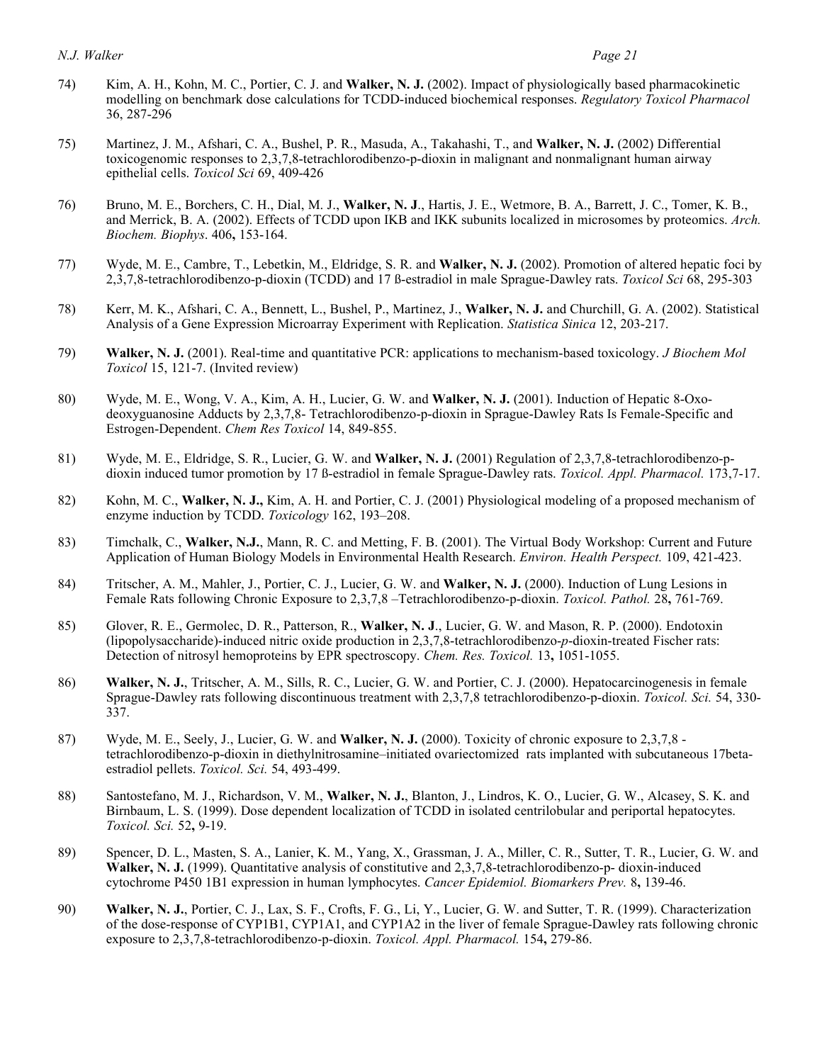74) Kim, A. H., Kohn, M. C., Portier, C. J. and **Walker, N. J.** (2002). Impact of physiologically based pharmacokinetic modelling on benchmark dose calculations for TCDD-induced biochemical responses. *Regulatory Toxicol Pharmacol* 36, 287-296

75) Martinez, J. M., Afshari, C. A., Bushel, P. R., Masuda, A., Takahashi, T., and **Walker, N. J.** (2002) Differential toxicogenomic responses to 2,3,7,8-tetrachlorodibenzo-p-dioxin in malignant and nonmalignant human airway epithelial cells. *Toxicol Sci* 69, 409-426

76) Bruno, M. E., Borchers, C. H., Dial, M. J., **Walker, N. J**., Hartis, J. E., Wetmore, B. A., Barrett, J. C., Tomer, K. B., and Merrick, B. A. (2002). Effects of TCDD upon IKB and IKK subunits localized in microsomes by proteomics. *Arch. Biochem. Biophys*. 406**,** 153-164.

77) Wyde, M. E., Cambre, T., Lebetkin, M., Eldridge, S. R. and **Walker, N. J.** (2002). Promotion of altered hepatic foci by 2,3,7,8-tetrachlorodibenzo-p-dioxin (TCDD) and 17 ß-estradiol in male Sprague-Dawley rats. *Toxicol Sci* 68, 295-303

78) Kerr, M. K., Afshari, C. A., Bennett, L., Bushel, P., Martinez, J., **Walker, N. J.** and Churchill, G. A. (2002). Statistical Analysis of a Gene Expression Microarray Experiment with Replication. *Statistica Sinica* 12, 203-217.

79) **Walker, N. J.** (2001). Real-time and quantitative PCR: applications to mechanism-based toxicology. *J Biochem Mol Toxicol* 15, 121-7. (Invited review)

80) Wyde, M. E., Wong, V. A., Kim, A. H., Lucier, G. W. and **Walker, N. J.** (2001). Induction of Hepatic 8-Oxo-deoxyguanosine Adducts by 2,3,7,8- Tetrachlorodibenzo-p-dioxin in Sprague-Dawley Rats Is Female-Specific and Estrogen-Dependent. *Chem Res Toxicol* 14, 849-855.

81) Wyde, M. E., Eldridge, S. R., Lucier, G. W. and **Walker, N. J.** (2001) Regulation of 2,3,7,8-tetrachlorodibenzo-p-dioxin induced tumor promotion by 17 ß-estradiol in female Sprague-Dawley rats. *Toxicol. Appl. Pharmacol.* 173,7-17.

82) Kohn, M. C., **Walker, N. J.,** Kim, A. H. and Portier, C. J. (2001) Physiological modeling of a proposed mechanism of enzyme induction by TCDD. *Toxicology* 162, 193–208.

83) Timchalk, C., **Walker, N.J.**, Mann, R. C. and Metting, F. B. (2001). The Virtual Body Workshop: Current and Future Application of Human Biology Models in Environmental Health Research. *Environ. Health Perspect.* 109, 421-423.

84) Tritscher, A. M., Mahler, J., Portier, C. J., Lucier, G. W. and **Walker, N. J.** (2000). Induction of Lung Lesions in Female Rats following Chronic Exposure to 2,3,7,8 –Tetrachlorodibenzo-p-dioxin. *Toxicol. Pathol.* 28**,** 761-769.

85) Glover, R. E., Germolec, D. R., Patterson, R., **Walker, N. J**., Lucier, G. W. and Mason, R. P. (2000). Endotoxin (lipopolysaccharide)-induced nitric oxide production in 2,3,7,8-tetrachlorodibenzo-*p*-dioxin-treated Fischer rats: Detection of nitrosyl hemoproteins by EPR spectroscopy. *Chem. Res. Toxicol.* 13**,** 1051-1055.

86) **Walker, N. J.**, Tritscher, A. M., Sills, R. C., Lucier, G. W. and Portier, C. J. (2000). Hepatocarcinogenesis in female Sprague-Dawley rats following discontinuous treatment with 2,3,7,8 tetrachlorodibenzo-p-dioxin. *Toxicol. Sci.* 54, 330-337.

87) Wyde, M. E., Seely, J., Lucier, G. W. and **Walker, N. J.** (2000). Toxicity of chronic exposure to 2,3,7,8 -tetrachlorodibenzo-p-dioxin in diethylnitrosamine–initiated ovariectomized rats implanted with subcutaneous 17beta-estradiol pellets. *Toxicol. Sci.* 54, 493-499.

88) Santostefano, M. J., Richardson, V. M., **Walker, N. J.**, Blanton, J., Lindros, K. O., Lucier, G. W., Alcasey, S. K. and Birnbaum, L. S. (1999). Dose dependent localization of TCDD in isolated centrilobular and periportal hepatocytes. *Toxicol. Sci.* 52**,** 9-19.

89) Spencer, D. L., Masten, S. A., Lanier, K. M., Yang, X., Grassman, J. A., Miller, C. R., Sutter, T. R., Lucier, G. W. and **Walker, N. J.** (1999). Quantitative analysis of constitutive and 2,3,7,8-tetrachlorodibenzo-p- dioxin-induced cytochrome P450 1B1 expression in human lymphocytes. *Cancer Epidemiol. Biomarkers Prev.* 8**,** 139-46.

90) **Walker, N. J.**, Portier, C. J., Lax, S. F., Crofts, F. G., Li, Y., Lucier, G. W. and Sutter, T. R. (1999). Characterization of the dose-response of CYP1B1, CYP1A1, and CYP1A2 in the liver of female Sprague-Dawley rats following chronic exposure to 2,3,7,8-tetrachlorodibenzo-p-dioxin. *Toxicol. Appl. Pharmacol.* 154**,** 279-86.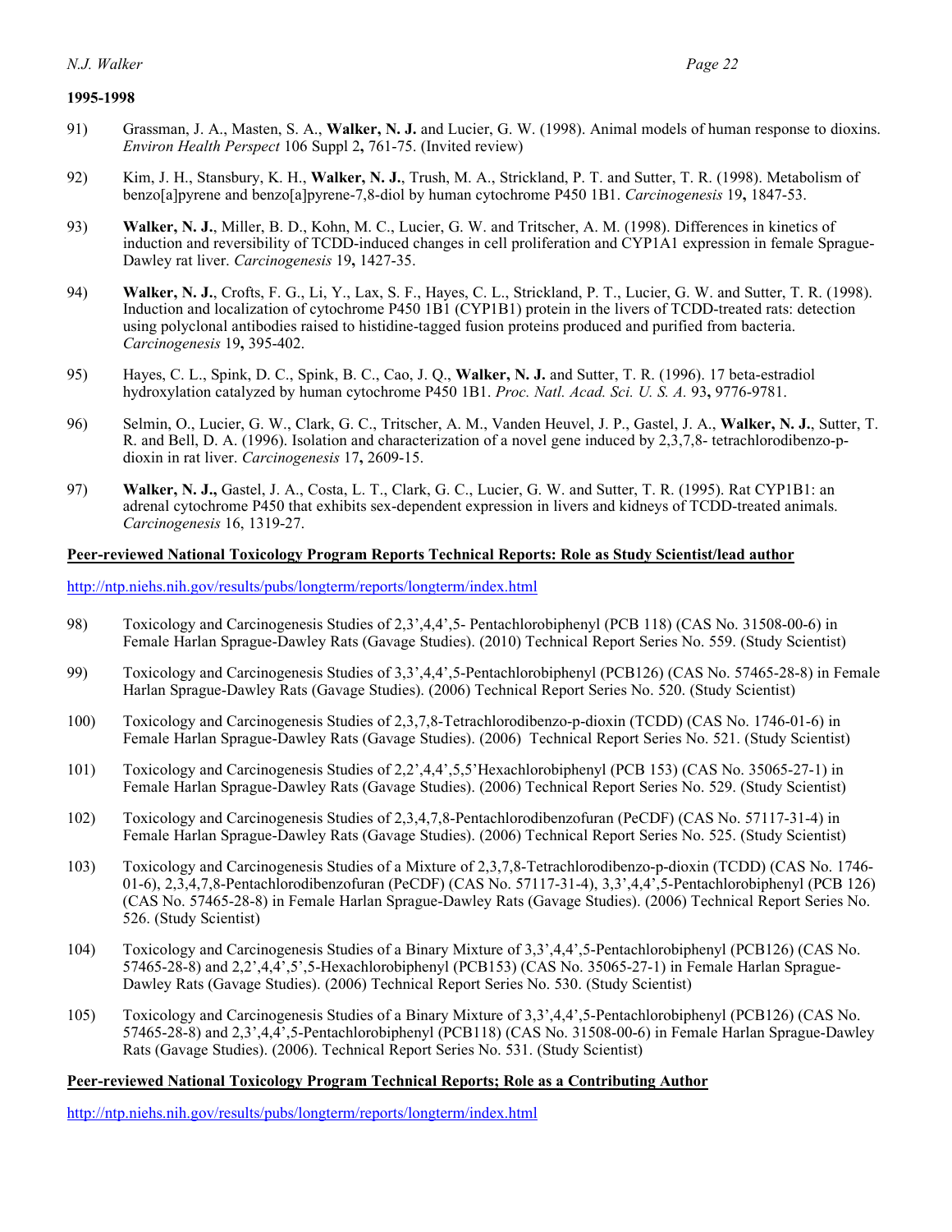**1995-1998**

91) Grassman, J. A., Masten, S. A., **Walker, N. J.** and Lucier, G. W. (1998). Animal models of human response to dioxins. *Environ Health Perspect* 106 Suppl 2**,** 761-75. (Invited review)

92) Kim, J. H., Stansbury, K. H., **Walker, N. J.**, Trush, M. A., Strickland, P. T. and Sutter, T. R. (1998). Metabolism of benzo[a]pyrene and benzo[a]pyrene-7,8-diol by human cytochrome P450 1B1. *Carcinogenesis* 19**,** 1847-53.

93) **Walker, N. J.**, Miller, B. D., Kohn, M. C., Lucier, G. W. and Tritscher, A. M. (1998). Differences in kinetics of induction and reversibility of TCDD-induced changes in cell proliferation and CYP1A1 expression in female Sprague-Dawley rat liver. *Carcinogenesis* 19**,** 1427-35.

94) **Walker, N. J.**, Crofts, F. G., Li, Y., Lax, S. F., Hayes, C. L., Strickland, P. T., Lucier, G. W. and Sutter, T. R. (1998). Induction and localization of cytochrome P450 1B1 (CYP1B1) protein in the livers of TCDD-treated rats: detection using polyclonal antibodies raised to histidine-tagged fusion proteins produced and purified from bacteria. *Carcinogenesis* 19**,** 395-402.

95) Hayes, C. L., Spink, D. C., Spink, B. C., Cao, J. Q., **Walker, N. J.** and Sutter, T. R. (1996). 17 beta-estradiol hydroxylation catalyzed by human cytochrome P450 1B1. *Proc. Natl. Acad. Sci. U. S. A.* 93**,** 9776-9781.

96) Selmin, O., Lucier, G. W., Clark, G. C., Tritscher, A. M., Vanden Heuvel, J. P., Gastel, J. A., **Walker, N. J.**, Sutter, T. R. and Bell, D. A. (1996). Isolation and characterization of a novel gene induced by 2,3,7,8- tetrachlorodibenzo-p-dioxin in rat liver. *Carcinogenesis* 17**,** 2609-15.

97) **Walker, N. J.,** Gastel, J. A., Costa, L. T., Clark, G. C., Lucier, G. W. and Sutter, T. R. (1995). Rat CYP1B1: an adrenal cytochrome P450 that exhibits sex-dependent expression in livers and kidneys of TCDD-treated animals. *Carcinogenesis* 16, 1319-27.

**Peer-reviewed National Toxicology Program Reports Technical Reports: Role as Study Scientist/lead author**

http://ntp.niehs.nih.gov/results/pubs/longterm/reports/longterm/index.html

98) Toxicology and Carcinogenesis Studies of 2,3',4,4',5- Pentachlorobiphenyl (PCB 118) (CAS No. 31508-00-6) in Female Harlan Sprague-Dawley Rats (Gavage Studies). (2010) Technical Report Series No. 559. (Study Scientist)

99) Toxicology and Carcinogenesis Studies of 3,3',4,4',5-Pentachlorobiphenyl (PCB126) (CAS No. 57465-28-8) in Female Harlan Sprague-Dawley Rats (Gavage Studies). (2006) Technical Report Series No. 520. (Study Scientist)

100) Toxicology and Carcinogenesis Studies of 2,3,7,8-Tetrachlorodibenzo-p-dioxin (TCDD) (CAS No. 1746-01-6) in Female Harlan Sprague-Dawley Rats (Gavage Studies). (2006) Technical Report Series No. 521. (Study Scientist)

101) Toxicology and Carcinogenesis Studies of 2,2',4,4',5,5'Hexachlorobiphenyl (PCB 153) (CAS No. 35065-27-1) in Female Harlan Sprague-Dawley Rats (Gavage Studies). (2006) Technical Report Series No. 529. (Study Scientist)

102) Toxicology and Carcinogenesis Studies of 2,3,4,7,8-Pentachlorodibenzofuran (PeCDF) (CAS No. 57117-31-4) in Female Harlan Sprague-Dawley Rats (Gavage Studies). (2006) Technical Report Series No. 525. (Study Scientist)

103) Toxicology and Carcinogenesis Studies of a Mixture of 2,3,7,8-Tetrachlorodibenzo-p-dioxin (TCDD) (CAS No. 1746-01-6), 2,3,4,7,8-Pentachlorodibenzofuran (PeCDF) (CAS No. 57117-31-4), 3,3',4,4',5-Pentachlorobiphenyl (PCB 126) (CAS No. 57465-28-8) in Female Harlan Sprague-Dawley Rats (Gavage Studies). (2006) Technical Report Series No. 526. (Study Scientist)

104) Toxicology and Carcinogenesis Studies of a Binary Mixture of 3,3',4,4',5-Pentachlorobiphenyl (PCB126) (CAS No. 57465-28-8) and 2,2',4,4',5',5-Hexachlorobiphenyl (PCB153) (CAS No. 35065-27-1) in Female Harlan Sprague-Dawley Rats (Gavage Studies). (2006) Technical Report Series No. 530. (Study Scientist)

105) Toxicology and Carcinogenesis Studies of a Binary Mixture of 3,3',4,4',5-Pentachlorobiphenyl (PCB126) (CAS No. 57465-28-8) and 2,3',4,4',5-Pentachlorobiphenyl (PCB118) (CAS No. 31508-00-6) in Female Harlan Sprague-Dawley Rats (Gavage Studies). (2006). Technical Report Series No. 531. (Study Scientist)

**Peer-reviewed National Toxicology Program Technical Reports; Role as a Contributing Author**

http://ntp.niehs.nih.gov/results/pubs/longterm/reports/longterm/index.html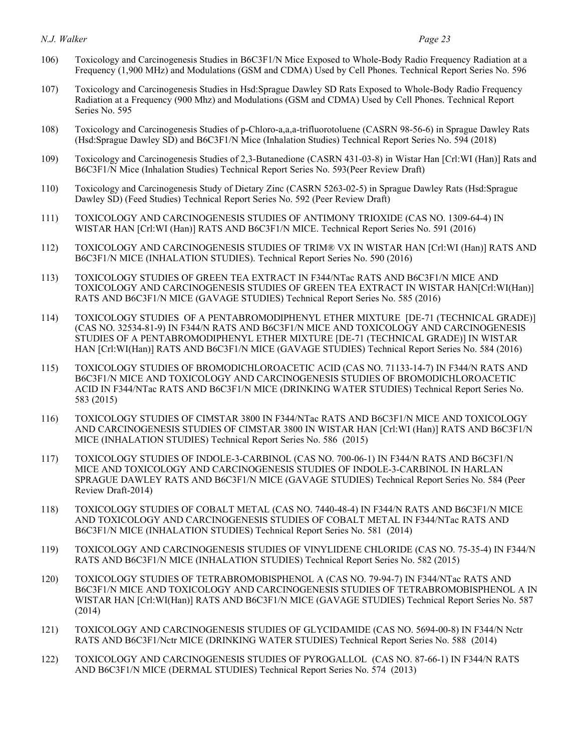106) Toxicology and Carcinogenesis Studies in B6C3F1/N Mice Exposed to Whole-Body Radio Frequency Radiation at a Frequency (1,900 MHz) and Modulations (GSM and CDMA) Used by Cell Phones. Technical Report Series No. 596

107) Toxicology and Carcinogenesis Studies in Hsd:Sprague Dawley SD Rats Exposed to Whole-Body Radio Frequency Radiation at a Frequency (900 Mhz) and Modulations (GSM and CDMA) Used by Cell Phones. Technical Report Series No. 595

108) Toxicology and Carcinogenesis Studies of p-Chloro-a,a,a-trifluorotoluene (CASRN 98-56-6) in Sprague Dawley Rats (Hsd:Sprague Dawley SD) and B6C3F1/N Mice (Inhalation Studies) Technical Report Series No. 594 (2018)

109) Toxicology and Carcinogenesis Studies of 2,3-Butanedione (CASRN 431-03-8) in Wistar Han [Crl:WI (Han)] Rats and B6C3F1/N Mice (Inhalation Studies) Technical Report Series No. 593(Peer Review Draft)

110) Toxicology and Carcinogenesis Study of Dietary Zinc (CASRN 5263-02-5) in Sprague Dawley Rats (Hsd:Sprague Dawley SD) (Feed Studies) Technical Report Series No. 592 (Peer Review Draft)

111) TOXICOLOGY AND CARCINOGENESIS STUDIES OF ANTIMONY TRIOXIDE (CAS NO. 1309-64-4) IN WISTAR HAN [Crl:WI (Han)] RATS AND B6C3F1/N MICE. Technical Report Series No. 591 (2016)

112) TOXICOLOGY AND CARCINOGENESIS STUDIES OF TRIM® VX IN WISTAR HAN [Crl:WI (Han)] RATS AND B6C3F1/N MICE (INHALATION STUDIES). Technical Report Series No. 590 (2016)

113) TOXICOLOGY STUDIES OF GREEN TEA EXTRACT IN F344/NTac RATS AND B6C3F1/N MICE AND TOXICOLOGY AND CARCINOGENESIS STUDIES OF GREEN TEA EXTRACT IN WISTAR HAN[Crl:WI(Han)] RATS AND B6C3F1/N MICE (GAVAGE STUDIES) Technical Report Series No. 585 (2016)

114) TOXICOLOGY STUDIES OF A PENTABROMODIPHENYL ETHER MIXTURE [DE-71 (TECHNICAL GRADE)] (CAS NO. 32534-81-9) IN F344/N RATS AND B6C3F1/N MICE AND TOXICOLOGY AND CARCINOGENESIS STUDIES OF A PENTABROMODIPHENYL ETHER MIXTURE [DE-71 (TECHNICAL GRADE)] IN WISTAR HAN [Crl:WI(Han)] RATS AND B6C3F1/N MICE (GAVAGE STUDIES) Technical Report Series No. 584 (2016)

115) TOXICOLOGY STUDIES OF BROMODICHLOROACETIC ACID (CAS NO. 71133-14-7) IN F344/N RATS AND B6C3F1/N MICE AND TOXICOLOGY AND CARCINOGENESIS STUDIES OF BROMODICHLOROACETIC ACID IN F344/NTac RATS AND B6C3F1/N MICE (DRINKING WATER STUDIES) Technical Report Series No. 583 (2015)

116) TOXICOLOGY STUDIES OF CIMSTAR 3800 IN F344/NTac RATS AND B6C3F1/N MICE AND TOXICOLOGY AND CARCINOGENESIS STUDIES OF CIMSTAR 3800 IN WISTAR HAN [Crl:WI (Han)] RATS AND B6C3F1/N MICE (INHALATION STUDIES) Technical Report Series No. 586 (2015)

117) TOXICOLOGY STUDIES OF INDOLE-3-CARBINOL (CAS NO. 700-06-1) IN F344/N RATS AND B6C3F1/N MICE AND TOXICOLOGY AND CARCINOGENESIS STUDIES OF INDOLE-3-CARBINOL IN HARLAN SPRAGUE DAWLEY RATS AND B6C3F1/N MICE (GAVAGE STUDIES) Technical Report Series No. 584 (Peer Review Draft-2014)

118) TOXICOLOGY STUDIES OF COBALT METAL (CAS NO. 7440-48-4) IN F344/N RATS AND B6C3F1/N MICE AND TOXICOLOGY AND CARCINOGENESIS STUDIES OF COBALT METAL IN F344/NTac RATS AND B6C3F1/N MICE (INHALATION STUDIES) Technical Report Series No. 581 (2014)

119) TOXICOLOGY AND CARCINOGENESIS STUDIES OF VINYLIDENE CHLORIDE (CAS NO. 75-35-4) IN F344/N RATS AND B6C3F1/N MICE (INHALATION STUDIES) Technical Report Series No. 582 (2015)

120) TOXICOLOGY STUDIES OF TETRABROMOBISPHENOL A (CAS NO. 79-94-7) IN F344/NTac RATS AND B6C3F1/N MICE AND TOXICOLOGY AND CARCINOGENESIS STUDIES OF TETRABROMOBISPHENOL A IN WISTAR HAN [Crl:WI(Han)] RATS AND B6C3F1/N MICE (GAVAGE STUDIES) Technical Report Series No. 587 (2014)

121) TOXICOLOGY AND CARCINOGENESIS STUDIES OF GLYCIDAMIDE (CAS NO. 5694-00-8) IN F344/N Nctr RATS AND B6C3F1/Nctr MICE (DRINKING WATER STUDIES) Technical Report Series No. 588 (2014)

122) TOXICOLOGY AND CARCINOGENESIS STUDIES OF PYROGALLOL (CAS NO. 87-66-1) IN F344/N RATS AND B6C3F1/N MICE (DERMAL STUDIES) Technical Report Series No. 574 (2013)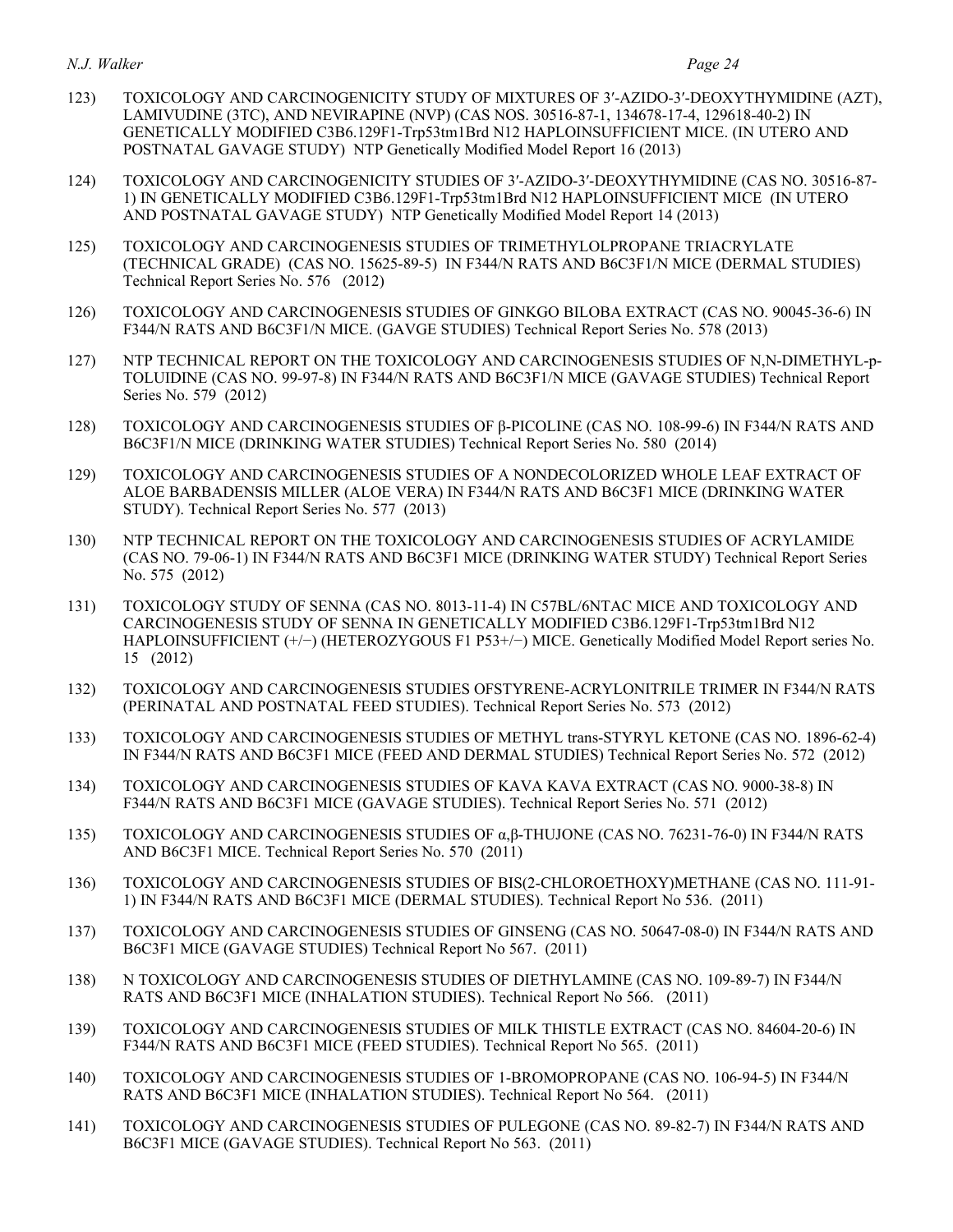123) TOXICOLOGY AND CARCINOGENICITY STUDY OF MIXTURES OF 3′-AZIDO-3′-DEOXYTHYMIDINE (AZT), LAMIVUDINE (3TC), AND NEVIRAPINE (NVP) (CAS NOS. 30516-87-1, 134678-17-4, 129618-40-2) IN GENETICALLY MODIFIED C3B6.129F1-Trp53tm1Brd N12 HAPLOINSUFFICIENT MICE. (IN UTERO AND POSTNATAL GAVAGE STUDY) NTP Genetically Modified Model Report 16 (2013)

124) TOXICOLOGY AND CARCINOGENICITY STUDIES OF 3′-AZIDO-3′-DEOXYTHYMIDINE (CAS NO. 30516-87-1) IN GENETICALLY MODIFIED C3B6.129F1-Trp53tm1Brd N12 HAPLOINSUFFICIENT MICE (IN UTERO AND POSTNATAL GAVAGE STUDY) NTP Genetically Modified Model Report 14 (2013)

125) TOXICOLOGY AND CARCINOGENESIS STUDIES OF TRIMETHYLOLPROPANE TRIACRYLATE (TECHNICAL GRADE) (CAS NO. 15625-89-5) IN F344/N RATS AND B6C3F1/N MICE (DERMAL STUDIES) Technical Report Series No. 576 (2012)

126) TOXICOLOGY AND CARCINOGENESIS STUDIES OF GINKGO BILOBA EXTRACT (CAS NO. 90045-36-6) IN F344/N RATS AND B6C3F1/N MICE. (GAVGE STUDIES) Technical Report Series No. 578 (2013)

127) NTP TECHNICAL REPORT ON THE TOXICOLOGY AND CARCINOGENESIS STUDIES OF N,N-DIMETHYL-p-TOLUIDINE (CAS NO. 99-97-8) IN F344/N RATS AND B6C3F1/N MICE (GAVAGE STUDIES) Technical Report Series No. 579 (2012)

128) TOXICOLOGY AND CARCINOGENESIS STUDIES OF β-PICOLINE (CAS NO. 108-99-6) IN F344/N RATS AND B6C3F1/N MICE (DRINKING WATER STUDIES) Technical Report Series No. 580 (2014)

129) TOXICOLOGY AND CARCINOGENESIS STUDIES OF A NONDECOLORIZED WHOLE LEAF EXTRACT OF ALOE BARBADENSIS MILLER (ALOE VERA) IN F344/N RATS AND B6C3F1 MICE (DRINKING WATER STUDY). Technical Report Series No. 577 (2013)

130) NTP TECHNICAL REPORT ON THE TOXICOLOGY AND CARCINOGENESIS STUDIES OF ACRYLAMIDE (CAS NO. 79-06-1) IN F344/N RATS AND B6C3F1 MICE (DRINKING WATER STUDY) Technical Report Series No. 575 (2012)

131) TOXICOLOGY STUDY OF SENNA (CAS NO. 8013-11-4) IN C57BL/6NTAC MICE AND TOXICOLOGY AND CARCINOGENESIS STUDY OF SENNA IN GENETICALLY MODIFIED C3B6.129F1-Trp53tm1Brd N12 HAPLOINSUFFICIENT (+/−) (HETEROZYGOUS F1 P53+/−) MICE. Genetically Modified Model Report series No. 15 (2012)

132) TOXICOLOGY AND CARCINOGENESIS STUDIES OFSTYRENE-ACRYLONITRILE TRIMER IN F344/N RATS (PERINATAL AND POSTNATAL FEED STUDIES). Technical Report Series No. 573 (2012)

133) TOXICOLOGY AND CARCINOGENESIS STUDIES OF METHYL trans-STYRYL KETONE (CAS NO. 1896-62-4) IN F344/N RATS AND B6C3F1 MICE (FEED AND DERMAL STUDIES) Technical Report Series No. 572 (2012)

134) TOXICOLOGY AND CARCINOGENESIS STUDIES OF KAVA KAVA EXTRACT (CAS NO. 9000-38-8) IN F344/N RATS AND B6C3F1 MICE (GAVAGE STUDIES). Technical Report Series No. 571 (2012)

135) TOXICOLOGY AND CARCINOGENESIS STUDIES OF α,β-THUJONE (CAS NO. 76231-76-0) IN F344/N RATS AND B6C3F1 MICE. Technical Report Series No. 570 (2011)

136) TOXICOLOGY AND CARCINOGENESIS STUDIES OF BIS(2-CHLOROETHOXY)METHANE (CAS NO. 111-91-1) IN F344/N RATS AND B6C3F1 MICE (DERMAL STUDIES). Technical Report No 536. (2011)

137) TOXICOLOGY AND CARCINOGENESIS STUDIES OF GINSENG (CAS NO. 50647-08-0) IN F344/N RATS AND B6C3F1 MICE (GAVAGE STUDIES) Technical Report No 567. (2011)

138) N TOXICOLOGY AND CARCINOGENESIS STUDIES OF DIETHYLAMINE (CAS NO. 109-89-7) IN F344/N RATS AND B6C3F1 MICE (INHALATION STUDIES). Technical Report No 566. (2011)

139) TOXICOLOGY AND CARCINOGENESIS STUDIES OF MILK THISTLE EXTRACT (CAS NO. 84604-20-6) IN F344/N RATS AND B6C3F1 MICE (FEED STUDIES). Technical Report No 565. (2011)

140) TOXICOLOGY AND CARCINOGENESIS STUDIES OF 1-BROMOPROPANE (CAS NO. 106-94-5) IN F344/N RATS AND B6C3F1 MICE (INHALATION STUDIES). Technical Report No 564. (2011)

141) TOXICOLOGY AND CARCINOGENESIS STUDIES OF PULEGONE (CAS NO. 89-82-7) IN F344/N RATS AND B6C3F1 MICE (GAVAGE STUDIES). Technical Report No 563. (2011)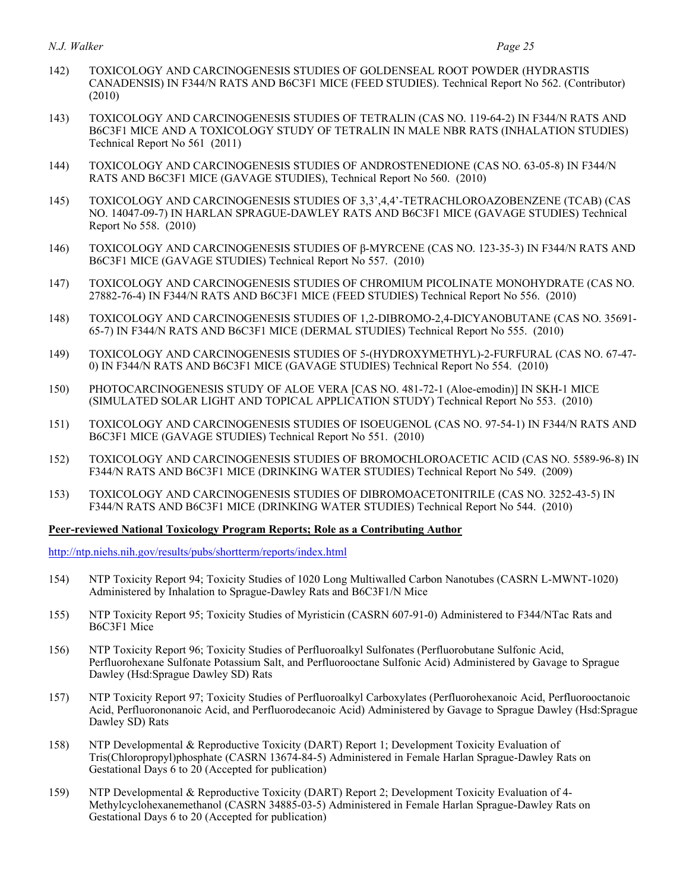142) TOXICOLOGY AND CARCINOGENESIS STUDIES OF GOLDENSEAL ROOT POWDER (HYDRASTIS CANADENSIS) IN F344/N RATS AND B6C3F1 MICE (FEED STUDIES). Technical Report No 562. (Contributor) (2010)

143) TOXICOLOGY AND CARCINOGENESIS STUDIES OF TETRALIN (CAS NO. 119-64-2) IN F344/N RATS AND B6C3F1 MICE AND A TOXICOLOGY STUDY OF TETRALIN IN MALE NBR RATS (INHALATION STUDIES) Technical Report No 561 (2011)

144) TOXICOLOGY AND CARCINOGENESIS STUDIES OF ANDROSTENEDIONE (CAS NO. 63-05-8) IN F344/N RATS AND B6C3F1 MICE (GAVAGE STUDIES), Technical Report No 560. (2010)

145) TOXICOLOGY AND CARCINOGENESIS STUDIES OF 3,3',4,4'-TETRACHLOROAZOBENZENE (TCAB) (CAS NO. 14047-09-7) IN HARLAN SPRAGUE-DAWLEY RATS AND B6C3F1 MICE (GAVAGE STUDIES) Technical Report No 558. (2010)

146) TOXICOLOGY AND CARCINOGENESIS STUDIES OF β-MYRCENE (CAS NO. 123-35-3) IN F344/N RATS AND B6C3F1 MICE (GAVAGE STUDIES) Technical Report No 557. (2010)

147) TOXICOLOGY AND CARCINOGENESIS STUDIES OF CHROMIUM PICOLINATE MONOHYDRATE (CAS NO. 27882-76-4) IN F344/N RATS AND B6C3F1 MICE (FEED STUDIES) Technical Report No 556. (2010)

148) TOXICOLOGY AND CARCINOGENESIS STUDIES OF 1,2-DIBROMO-2,4-DICYANOBUTANE (CAS NO. 35691-65-7) IN F344/N RATS AND B6C3F1 MICE (DERMAL STUDIES) Technical Report No 555. (2010)

149) TOXICOLOGY AND CARCINOGENESIS STUDIES OF 5-(HYDROXYMETHYL)-2-FURFURAL (CAS NO. 67-47-0) IN F344/N RATS AND B6C3F1 MICE (GAVAGE STUDIES) Technical Report No 554. (2010)

150) PHOTOCARCINOGENESIS STUDY OF ALOE VERA [CAS NO. 481-72-1 (Aloe-emodin)] IN SKH-1 MICE (SIMULATED SOLAR LIGHT AND TOPICAL APPLICATION STUDY) Technical Report No 553. (2010)

151) TOXICOLOGY AND CARCINOGENESIS STUDIES OF ISOEUGENOL (CAS NO. 97-54-1) IN F344/N RATS AND B6C3F1 MICE (GAVAGE STUDIES) Technical Report No 551. (2010)

152) TOXICOLOGY AND CARCINOGENESIS STUDIES OF BROMOCHLOROACETIC ACID (CAS NO. 5589-96-8) IN F344/N RATS AND B6C3F1 MICE (DRINKING WATER STUDIES) Technical Report No 549. (2009)

153) TOXICOLOGY AND CARCINOGENESIS STUDIES OF DIBROMOACETONITRILE (CAS NO. 3252-43-5) IN F344/N RATS AND B6C3F1 MICE (DRINKING WATER STUDIES) Technical Report No 544. (2010)

**Peer-reviewed National Toxicology Program Reports; Role as a Contributing Author**

http://ntp.niehs.nih.gov/results/pubs/shortterm/reports/index.html

154) NTP Toxicity Report 94; Toxicity Studies of 1020 Long Multiwalled Carbon Nanotubes (CASRN L-MWNT-1020) Administered by Inhalation to Sprague-Dawley Rats and B6C3F1/N Mice

155) NTP Toxicity Report 95; Toxicity Studies of Myristicin (CASRN 607-91-0) Administered to F344/NTac Rats and B6C3F1 Mice

156) NTP Toxicity Report 96; Toxicity Studies of Perfluoroalkyl Sulfonates (Perfluorobutane Sulfonic Acid, Perfluorohexane Sulfonate Potassium Salt, and Perfluorooctane Sulfonic Acid) Administered by Gavage to Sprague Dawley (Hsd:Sprague Dawley SD) Rats

157) NTP Toxicity Report 97; Toxicity Studies of Perfluoroalkyl Carboxylates (Perfluorohexanoic Acid, Perfluorooctanoic Acid, Perfluorononanoic Acid, and Perfluorodecanoic Acid) Administered by Gavage to Sprague Dawley (Hsd:Sprague Dawley SD) Rats

158) NTP Developmental & Reproductive Toxicity (DART) Report 1; Development Toxicity Evaluation of Tris(Chloropropyl)phosphate (CASRN 13674-84-5) Administered in Female Harlan Sprague-Dawley Rats on Gestational Days 6 to 20 (Accepted for publication)

159) NTP Developmental & Reproductive Toxicity (DART) Report 2; Development Toxicity Evaluation of 4-Methylcyclohexanemethanol (CASRN 34885-03-5) Administered in Female Harlan Sprague-Dawley Rats on Gestational Days 6 to 20 (Accepted for publication)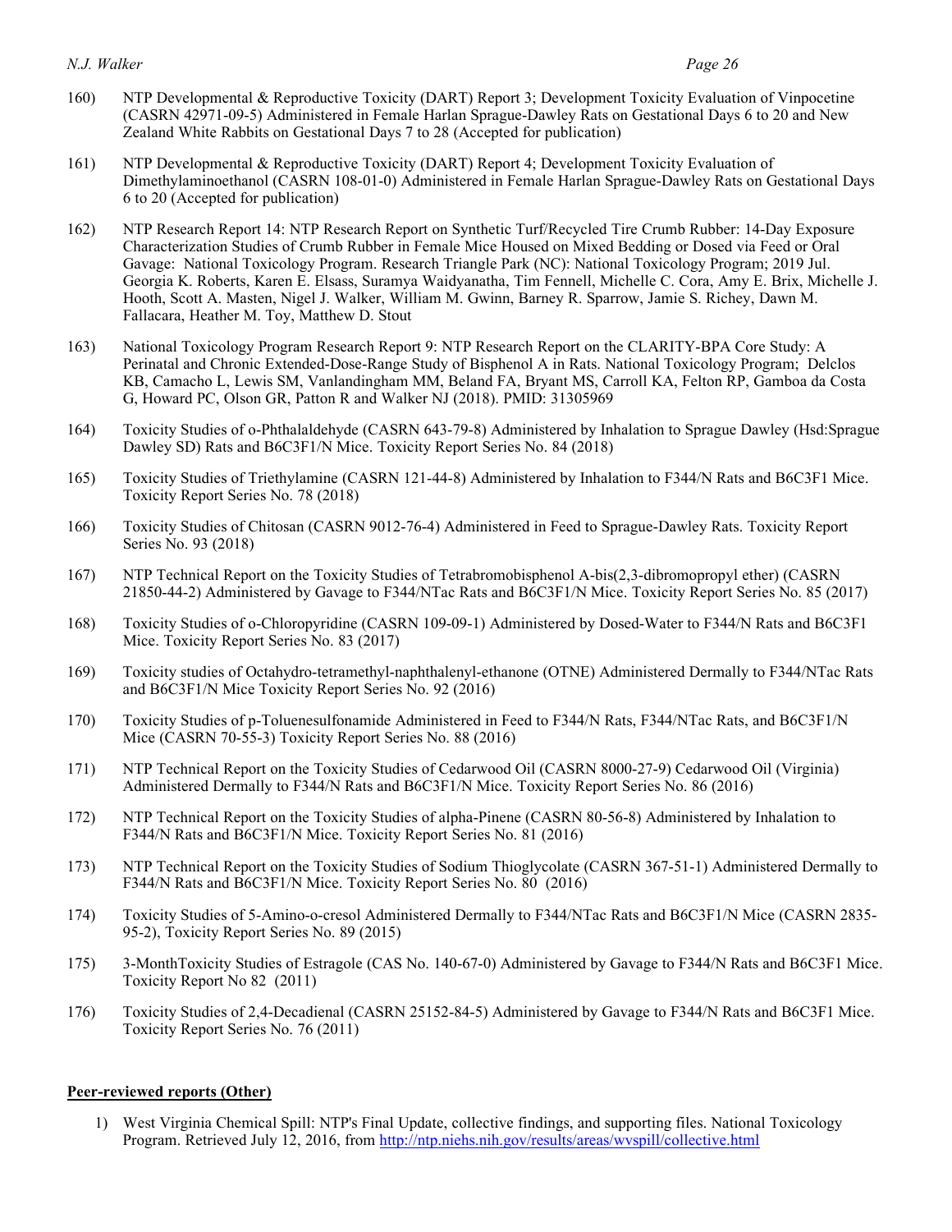160) NTP Developmental & Reproductive Toxicity (DART) Report 3; Development Toxicity Evaluation of Vinpocetine (CASRN 42971-09-5) Administered in Female Harlan Sprague-Dawley Rats on Gestational Days 6 to 20 and New Zealand White Rabbits on Gestational Days 7 to 28 (Accepted for publication)

161) NTP Developmental & Reproductive Toxicity (DART) Report 4; Development Toxicity Evaluation of Dimethylaminoethanol (CASRN 108-01-0) Administered in Female Harlan Sprague-Dawley Rats on Gestational Days 6 to 20 (Accepted for publication)

162) NTP Research Report 14: NTP Research Report on Synthetic Turf/Recycled Tire Crumb Rubber: 14-Day Exposure Characterization Studies of Crumb Rubber in Female Mice Housed on Mixed Bedding or Dosed via Feed or Oral Gavage: National Toxicology Program. Research Triangle Park (NC): National Toxicology Program; 2019 Jul. Georgia K. Roberts, Karen E. Elsass, Suramya Waidyanatha, Tim Fennell, Michelle C. Cora, Amy E. Brix, Michelle J. Hooth, Scott A. Masten, Nigel J. Walker, William M. Gwinn, Barney R. Sparrow, Jamie S. Richey, Dawn M. Fallacara, Heather M. Toy, Matthew D. Stout

163) National Toxicology Program Research Report 9: NTP Research Report on the CLARITY-BPA Core Study: A Perinatal and Chronic Extended-Dose-Range Study of Bisphenol A in Rats. National Toxicology Program; Delclos KB, Camacho L, Lewis SM, Vanlandingham MM, Beland FA, Bryant MS, Carroll KA, Felton RP, Gamboa da Costa G, Howard PC, Olson GR, Patton R and Walker NJ (2018). PMID: 31305969

164) Toxicity Studies of o-Phthalaldehyde (CASRN 643-79-8) Administered by Inhalation to Sprague Dawley (Hsd:Sprague Dawley SD) Rats and B6C3F1/N Mice. Toxicity Report Series No. 84 (2018)

165) Toxicity Studies of Triethylamine (CASRN 121-44-8) Administered by Inhalation to F344/N Rats and B6C3F1 Mice. Toxicity Report Series No. 78 (2018)

166) Toxicity Studies of Chitosan (CASRN 9012-76-4) Administered in Feed to Sprague-Dawley Rats. Toxicity Report Series No. 93 (2018)

167) NTP Technical Report on the Toxicity Studies of Tetrabromobisphenol A-bis(2,3-dibromopropyl ether) (CASRN 21850-44-2) Administered by Gavage to F344/NTac Rats and B6C3F1/N Mice. Toxicity Report Series No. 85 (2017)

168) Toxicity Studies of o-Chloropyridine (CASRN 109-09-1) Administered by Dosed-Water to F344/N Rats and B6C3F1 Mice. Toxicity Report Series No. 83 (2017)

169) Toxicity studies of Octahydro-tetramethyl-naphthalenyl-ethanone (OTNE) Administered Dermally to F344/NTac Rats and B6C3F1/N Mice Toxicity Report Series No. 92 (2016)

170) Toxicity Studies of p-Toluenesulfonamide Administered in Feed to F344/N Rats, F344/NTac Rats, and B6C3F1/N Mice (CASRN 70-55-3) Toxicity Report Series No. 88 (2016)

171) NTP Technical Report on the Toxicity Studies of Cedarwood Oil (CASRN 8000-27-9) Cedarwood Oil (Virginia) Administered Dermally to F344/N Rats and B6C3F1/N Mice. Toxicity Report Series No. 86 (2016)

172) NTP Technical Report on the Toxicity Studies of alpha-Pinene (CASRN 80-56-8) Administered by Inhalation to F344/N Rats and B6C3F1/N Mice. Toxicity Report Series No. 81 (2016)

173) NTP Technical Report on the Toxicity Studies of Sodium Thioglycolate (CASRN 367-51-1) Administered Dermally to F344/N Rats and B6C3F1/N Mice. Toxicity Report Series No. 80 (2016)

174) Toxicity Studies of 5-Amino-o-cresol Administered Dermally to F344/NTac Rats and B6C3F1/N Mice (CASRN 2835-95-2), Toxicity Report Series No. 89 (2015)

175) 3-MonthToxicity Studies of Estragole (CAS No. 140-67-0) Administered by Gavage to F344/N Rats and B6C3F1 Mice. Toxicity Report No 82 (2011)

176) Toxicity Studies of 2,4-Decadienal (CASRN 25152-84-5) Administered by Gavage to F344/N Rats and B6C3F1 Mice. Toxicity Report Series No. 76 (2011)

**Peer-reviewed reports (Other)**

1) West Virginia Chemical Spill: NTP's Final Update, collective findings, and supporting files. National Toxicology Program. Retrieved July 12, 2016, from http://ntp.niehs.nih.gov/results/areas/wvspill/collective.html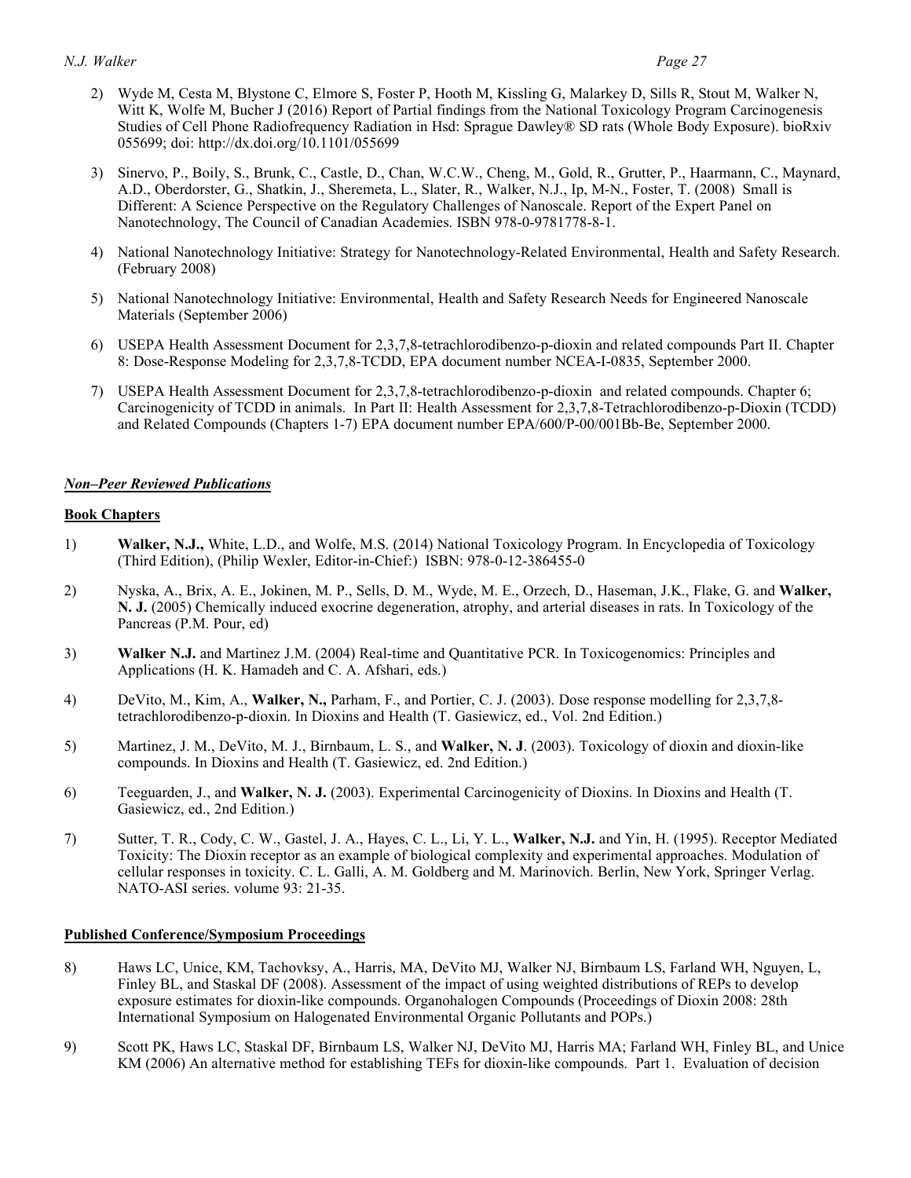2) Wyde M, Cesta M, Blystone C, Elmore S, Foster P, Hooth M, Kissling G, Malarkey D, Sills R, Stout M, Walker N, Witt K, Wolfe M, Bucher J (2016) Report of Partial findings from the National Toxicology Program Carcinogenesis Studies of Cell Phone Radiofrequency Radiation in Hsd: Sprague Dawley® SD rats (Whole Body Exposure). bioRxiv 055699; doi: http://dx.doi.org/10.1101/055699

3) Sinervo, P., Boily, S., Brunk, C., Castle, D., Chan, W.C.W., Cheng, M., Gold, R., Grutter, P., Haarmann, C., Maynard, A.D., Oberdorster, G., Shatkin, J., Sheremeta, L., Slater, R., Walker, N.J., Ip, M-N., Foster, T. (2008) Small is Different: A Science Perspective on the Regulatory Challenges of Nanoscale. Report of the Expert Panel on Nanotechnology, The Council of Canadian Academies. ISBN 978-0-9781778-8-1.

4) National Nanotechnology Initiative: Strategy for Nanotechnology-Related Environmental, Health and Safety Research. (February 2008)

5) National Nanotechnology Initiative: Environmental, Health and Safety Research Needs for Engineered Nanoscale Materials (September 2006)

6) USEPA Health Assessment Document for 2,3,7,8-tetrachlorodibenzo-p-dioxin and related compounds Part II. Chapter 8: Dose-Response Modeling for 2,3,7,8-TCDD, EPA document number NCEA-I-0835, September 2000.

7) USEPA Health Assessment Document for 2,3,7,8-tetrachlorodibenzo-p-dioxin and related compounds. Chapter 6; Carcinogenicity of TCDD in animals. In Part II: Health Assessment for 2,3,7,8-Tetrachlorodibenzo-p-Dioxin (TCDD) and Related Compounds (Chapters 1-7) EPA document number EPA/600/P-00/001Bb-Be, September 2000.

## *Non–Peer Reviewed Publications*

### Book Chapters

1) **Walker, N.J.,** White, L.D., and Wolfe, M.S. (2014) National Toxicology Program. In Encyclopedia of Toxicology (Third Edition), (Philip Wexler, Editor-in-Chief:) ISBN: 978-0-12-386455-0

2) Nyska, A., Brix, A. E., Jokinen, M. P., Sells, D. M., Wyde, M. E., Orzech, D., Haseman, J.K., Flake, G. and **Walker, N. J.** (2005) Chemically induced exocrine degeneration, atrophy, and arterial diseases in rats. In Toxicology of the Pancreas (P.M. Pour, ed)

3) **Walker N.J.** and Martinez J.M. (2004) Real-time and Quantitative PCR. In Toxicogenomics: Principles and Applications (H. K. Hamadeh and C. A. Afshari, eds.)

4) DeVito, M., Kim, A., **Walker, N.,** Parham, F., and Portier, C. J. (2003). Dose response modelling for 2,3,7,8-tetrachlorodibenzo-p-dioxin. In Dioxins and Health (T. Gasiewicz, ed., Vol. 2nd Edition.)

5) Martinez, J. M., DeVito, M. J., Birnbaum, L. S., and **Walker, N. J**. (2003). Toxicology of dioxin and dioxin-like compounds. In Dioxins and Health (T. Gasiewicz, ed. 2nd Edition.)

6) Teeguarden, J., and **Walker, N. J.** (2003). Experimental Carcinogenicity of Dioxins. In Dioxins and Health (T. Gasiewicz, ed., 2nd Edition.)

7) Sutter, T. R., Cody, C. W., Gastel, J. A., Hayes, C. L., Li, Y. L., **Walker, N.J.** and Yin, H. (1995). Receptor Mediated Toxicity: The Dioxin receptor as an example of biological complexity and experimental approaches. Modulation of cellular responses in toxicity. C. L. Galli, A. M. Goldberg and M. Marinovich. Berlin, New York, Springer Verlag. NATO-ASI series. volume 93: 21-35.

### Published Conference/Symposium Proceedings

8) Haws LC, Unice, KM, Tachovksy, A., Harris, MA, DeVito MJ, Walker NJ, Birnbaum LS, Farland WH, Nguyen, L, Finley BL, and Staskal DF (2008). Assessment of the impact of using weighted distributions of REPs to develop exposure estimates for dioxin-like compounds. Organohalogen Compounds (Proceedings of Dioxin 2008: 28th International Symposium on Halogenated Environmental Organic Pollutants and POPs.)

9) Scott PK, Haws LC, Staskal DF, Birnbaum LS, Walker NJ, DeVito MJ, Harris MA; Farland WH, Finley BL, and Unice KM (2006) An alternative method for establishing TEFs for dioxin-like compounds. Part 1. Evaluation of decision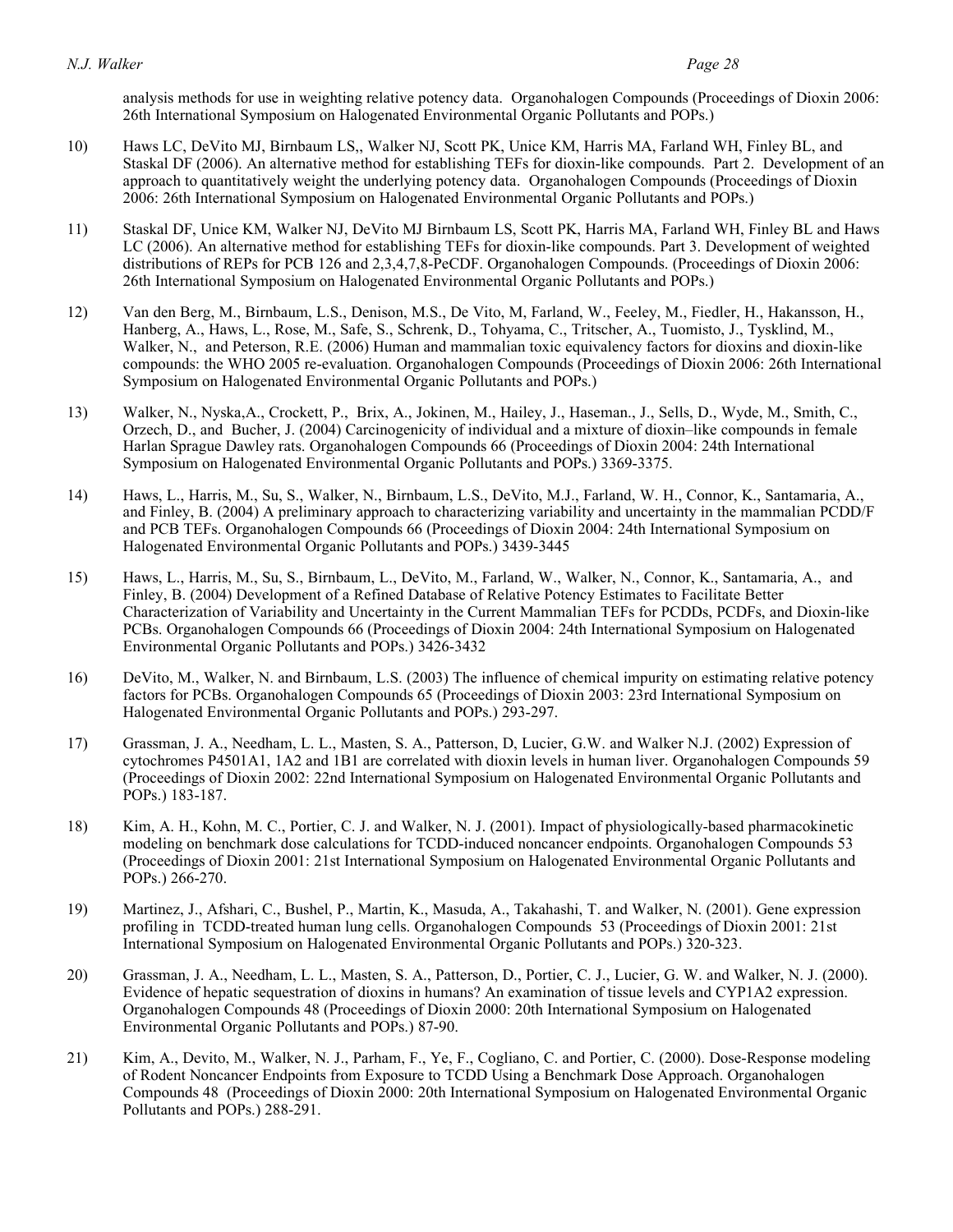analysis methods for use in weighting relative potency data. Organohalogen Compounds (Proceedings of Dioxin 2006: 26th International Symposium on Halogenated Environmental Organic Pollutants and POPs.)

10) Haws LC, DeVito MJ, Birnbaum LS,, Walker NJ, Scott PK, Unice KM, Harris MA, Farland WH, Finley BL, and Staskal DF (2006). An alternative method for establishing TEFs for dioxin-like compounds. Part 2. Development of an approach to quantitatively weight the underlying potency data. Organohalogen Compounds (Proceedings of Dioxin 2006: 26th International Symposium on Halogenated Environmental Organic Pollutants and POPs.)

11) Staskal DF, Unice KM, Walker NJ, DeVito MJ Birnbaum LS, Scott PK, Harris MA, Farland WH, Finley BL and Haws LC (2006). An alternative method for establishing TEFs for dioxin-like compounds. Part 3. Development of weighted distributions of REPs for PCB 126 and 2,3,4,7,8-PeCDF. Organohalogen Compounds. (Proceedings of Dioxin 2006: 26th International Symposium on Halogenated Environmental Organic Pollutants and POPs.)

12) Van den Berg, M., Birnbaum, L.S., Denison, M.S., De Vito, M, Farland, W., Feeley, M., Fiedler, H., Hakansson, H., Hanberg, A., Haws, L., Rose, M., Safe, S., Schrenk, D., Tohyama, C., Tritscher, A., Tuomisto, J., Tysklind, M., Walker, N., and Peterson, R.E. (2006) Human and mammalian toxic equivalency factors for dioxins and dioxin-like compounds: the WHO 2005 re-evaluation. Organohalogen Compounds (Proceedings of Dioxin 2006: 26th International Symposium on Halogenated Environmental Organic Pollutants and POPs.)

13) Walker, N., Nyska,A., Crockett, P., Brix, A., Jokinen, M., Hailey, J., Haseman., J., Sells, D., Wyde, M., Smith, C., Orzech, D., and Bucher, J. (2004) Carcinogenicity of individual and a mixture of dioxin–like compounds in female Harlan Sprague Dawley rats. Organohalogen Compounds 66 (Proceedings of Dioxin 2004: 24th International Symposium on Halogenated Environmental Organic Pollutants and POPs.) 3369-3375.

14) Haws, L., Harris, M., Su, S., Walker, N., Birnbaum, L.S., DeVito, M.J., Farland, W. H., Connor, K., Santamaria, A., and Finley, B. (2004) A preliminary approach to characterizing variability and uncertainty in the mammalian PCDD/F and PCB TEFs. Organohalogen Compounds 66 (Proceedings of Dioxin 2004: 24th International Symposium on Halogenated Environmental Organic Pollutants and POPs.) 3439-3445

15) Haws, L., Harris, M., Su, S., Birnbaum, L., DeVito, M., Farland, W., Walker, N., Connor, K., Santamaria, A., and Finley, B. (2004) Development of a Refined Database of Relative Potency Estimates to Facilitate Better Characterization of Variability and Uncertainty in the Current Mammalian TEFs for PCDDs, PCDFs, and Dioxin-like PCBs. Organohalogen Compounds 66 (Proceedings of Dioxin 2004: 24th International Symposium on Halogenated Environmental Organic Pollutants and POPs.) 3426-3432

16) DeVito, M., Walker, N. and Birnbaum, L.S. (2003) The influence of chemical impurity on estimating relative potency factors for PCBs. Organohalogen Compounds 65 (Proceedings of Dioxin 2003: 23rd International Symposium on Halogenated Environmental Organic Pollutants and POPs.) 293-297.

17) Grassman, J. A., Needham, L. L., Masten, S. A., Patterson, D, Lucier, G.W. and Walker N.J. (2002) Expression of cytochromes P4501A1, 1A2 and 1B1 are correlated with dioxin levels in human liver. Organohalogen Compounds 59 (Proceedings of Dioxin 2002: 22nd International Symposium on Halogenated Environmental Organic Pollutants and POPs.) 183-187.

18) Kim, A. H., Kohn, M. C., Portier, C. J. and Walker, N. J. (2001). Impact of physiologically-based pharmacokinetic modeling on benchmark dose calculations for TCDD-induced noncancer endpoints. Organohalogen Compounds 53 (Proceedings of Dioxin 2001: 21st International Symposium on Halogenated Environmental Organic Pollutants and POPs.) 266-270.

19) Martinez, J., Afshari, C., Bushel, P., Martin, K., Masuda, A., Takahashi, T. and Walker, N. (2001). Gene expression profiling in TCDD-treated human lung cells. Organohalogen Compounds 53 (Proceedings of Dioxin 2001: 21st International Symposium on Halogenated Environmental Organic Pollutants and POPs.) 320-323.

20) Grassman, J. A., Needham, L. L., Masten, S. A., Patterson, D., Portier, C. J., Lucier, G. W. and Walker, N. J. (2000). Evidence of hepatic sequestration of dioxins in humans? An examination of tissue levels and CYP1A2 expression. Organohalogen Compounds 48 (Proceedings of Dioxin 2000: 20th International Symposium on Halogenated Environmental Organic Pollutants and POPs.) 87-90.

21) Kim, A., Devito, M., Walker, N. J., Parham, F., Ye, F., Cogliano, C. and Portier, C. (2000). Dose-Response modeling of Rodent Noncancer Endpoints from Exposure to TCDD Using a Benchmark Dose Approach. Organohalogen Compounds 48 (Proceedings of Dioxin 2000: 20th International Symposium on Halogenated Environmental Organic Pollutants and POPs.) 288-291.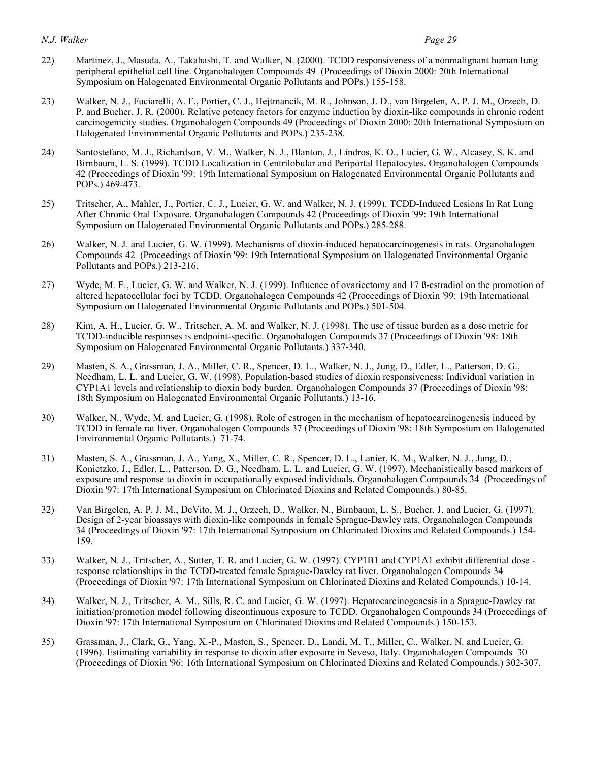22) Martinez, J., Masuda, A., Takahashi, T. and Walker, N. (2000). TCDD responsiveness of a nonmalignant human lung peripheral epithelial cell line. Organohalogen Compounds 49 (Proceedings of Dioxin 2000: 20th International Symposium on Halogenated Environmental Organic Pollutants and POPs.) 155-158.

23) Walker, N. J., Fuciarelli, A. F., Portier, C. J., Hejtmancik, M. R., Johnson, J. D., van Birgelen, A. P. J. M., Orzech, D. P. and Bucher, J. R. (2000). Relative potency factors for enzyme induction by dioxin-like compounds in chronic rodent carcinogenicity studies. Organohalogen Compounds 49 (Proceedings of Dioxin 2000: 20th International Symposium on Halogenated Environmental Organic Pollutants and POPs.) 235-238.

24) Santostefano, M. J., Richardson, V. M., Walker, N. J., Blanton, J., Lindros, K. O., Lucier, G. W., Alcasey, S. K. and Birnbaum, L. S. (1999). TCDD Localization in Centrilobular and Periportal Hepatocytes. Organohalogen Compounds 42 (Proceedings of Dioxin '99: 19th International Symposium on Halogenated Environmental Organic Pollutants and POPs.) 469-473.

25) Tritscher, A., Mahler, J., Portier, C. J., Lucier, G. W. and Walker, N. J. (1999). TCDD-Induced Lesions In Rat Lung After Chronic Oral Exposure. Organohalogen Compounds 42 (Proceedings of Dioxin '99: 19th International Symposium on Halogenated Environmental Organic Pollutants and POPs.) 285-288.

26) Walker, N. J. and Lucier, G. W. (1999). Mechanisms of dioxin-induced hepatocarcinogenesis in rats. Organohalogen Compounds 42 (Proceedings of Dioxin '99: 19th International Symposium on Halogenated Environmental Organic Pollutants and POPs.) 213-216.

27) Wyde, M. E., Lucier, G. W. and Walker, N. J. (1999). Influence of ovariectomy and 17 ß-estradiol on the promotion of altered hepatocellular foci by TCDD. Organohalogen Compounds 42 (Proceedings of Dioxin '99: 19th International Symposium on Halogenated Environmental Organic Pollutants and POPs.) 501-504.

28) Kim, A. H., Lucier, G. W., Tritscher, A. M. and Walker, N. J. (1998). The use of tissue burden as a dose metric for TCDD-inducible responses is endpoint-specific. Organohalogen Compounds 37 (Proceedings of Dioxin '98: 18th Symposium on Halogenated Environmental Organic Pollutants.) 337-340.

29) Masten, S. A., Grassman, J. A., Miller, C. R., Spencer, D. L., Walker, N. J., Jung, D., Edler, L., Patterson, D. G., Needham, L. L. and Lucier, G. W. (1998). Population-based studies of dioxin responsiveness: Individual variation in CYP1A1 levels and relationship to dioxin body burden. Organohalogen Compounds 37 (Proceedings of Dioxin '98: 18th Symposium on Halogenated Environmental Organic Pollutants.) 13-16.

30) Walker, N., Wyde, M. and Lucier, G. (1998). Role of estrogen in the mechanism of hepatocarcinogenesis induced by TCDD in female rat liver. Organohalogen Compounds 37 (Proceedings of Dioxin '98: 18th Symposium on Halogenated Environmental Organic Pollutants.) 71-74.

31) Masten, S. A., Grassman, J. A., Yang, X., Miller, C. R., Spencer, D. L., Lanier, K. M., Walker, N. J., Jung, D., Konietzko, J., Edler, L., Patterson, D. G., Needham, L. L. and Lucier, G. W. (1997). Mechanistically based markers of exposure and response to dioxin in occupationally exposed individuals. Organohalogen Compounds 34 (Proceedings of Dioxin '97: 17th International Symposium on Chlorinated Dioxins and Related Compounds.) 80-85.

32) Van Birgelen, A. P. J. M., DeVito, M. J., Orzech, D., Walker, N., Birnbaum, L. S., Bucher, J. and Lucier, G. (1997). Design of 2-year bioassays with dioxin-like compounds in female Sprague-Dawley rats. Organohalogen Compounds 34 (Proceedings of Dioxin '97: 17th International Symposium on Chlorinated Dioxins and Related Compounds.) 154-159.

33) Walker, N. J., Tritscher, A., Sutter, T. R. and Lucier, G. W. (1997). CYP1B1 and CYP1A1 exhibit differential dose - response relationships in the TCDD-treated female Sprague-Dawley rat liver. Organohalogen Compounds 34 (Proceedings of Dioxin '97: 17th International Symposium on Chlorinated Dioxins and Related Compounds.) 10-14.

34) Walker, N. J., Tritscher, A. M., Sills, R. C. and Lucier, G. W. (1997). Hepatocarcinogenesis in a Sprague-Dawley rat initiation/promotion model following discontinuous exposure to TCDD. Organohalogen Compounds 34 (Proceedings of Dioxin '97: 17th International Symposium on Chlorinated Dioxins and Related Compounds.) 150-153.

35) Grassman, J., Clark, G., Yang, X.-P., Masten, S., Spencer, D., Landi, M. T., Miller, C., Walker, N. and Lucier, G. (1996). Estimating variability in response to dioxin after exposure in Seveso, Italy. Organohalogen Compounds 30 (Proceedings of Dioxin '96: 16th International Symposium on Chlorinated Dioxins and Related Compounds.) 302-307.